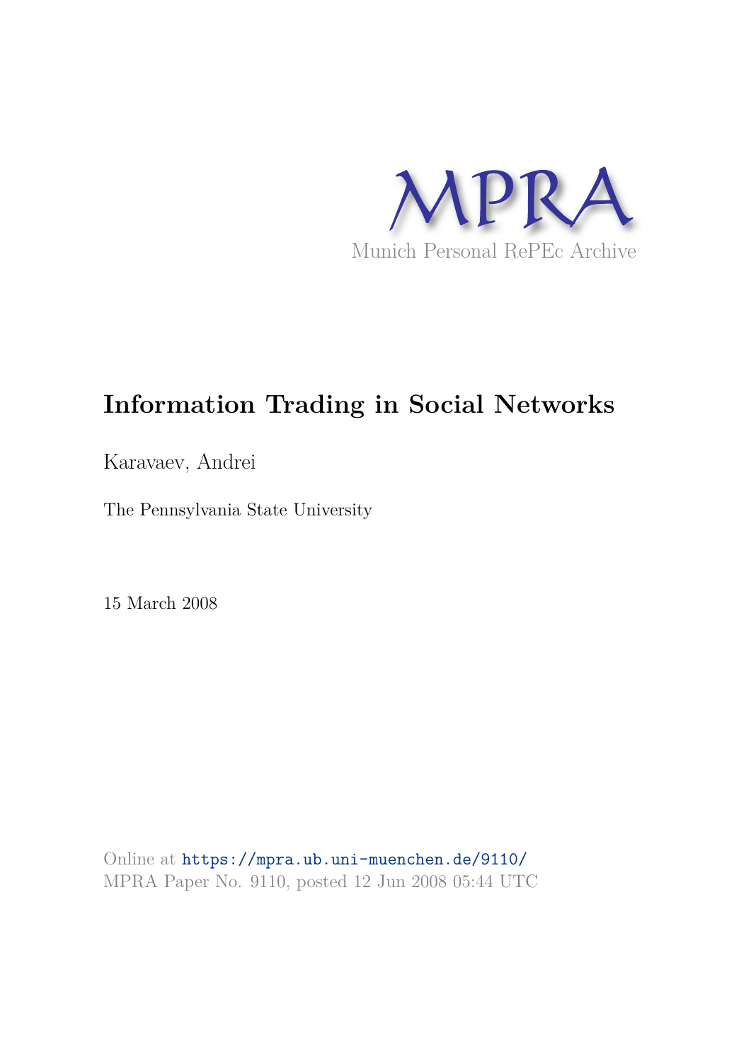MPRA

Munich Personal RePEc Archive

# Information Trading in Social Networks

Karavaev, Andrei

The Pennsylvania State University

15 March 2008

Online at https://mpra.ub.uni-muenchen.de/9110/
MPRA Paper No. 9110, posted 12 Jun 2008 05:44 UTC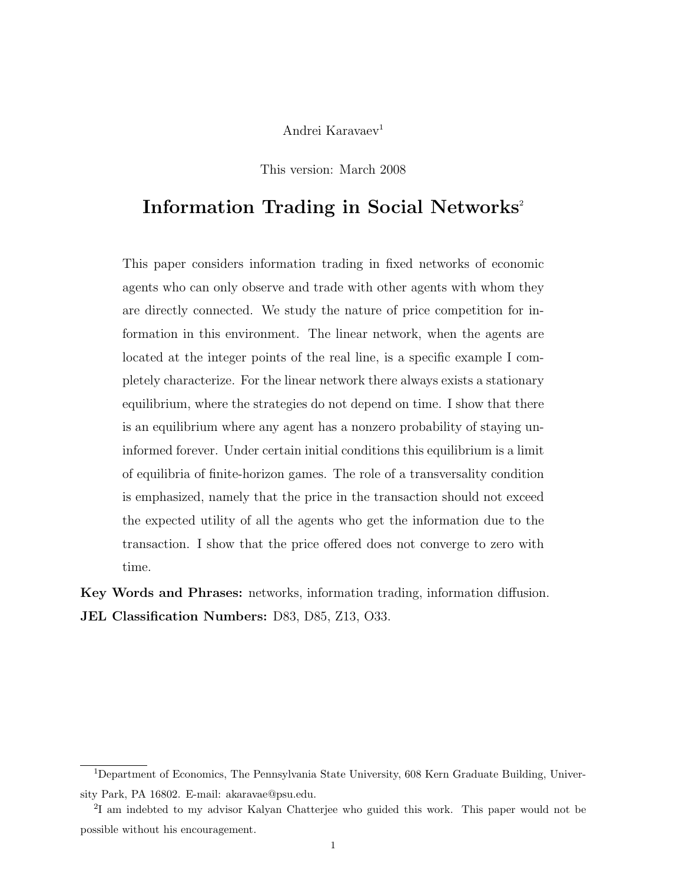Andrei Karavaev[1]

This version: March 2008

# Information Trading in Social Networks[2]

This paper considers information trading in fixed networks of economic agents who can only observe and trade with other agents with whom they are directly connected. We study the nature of price competition for information in this environment. The linear network, when the agents are located at the integer points of the real line, is a specific example I completely characterize. For the linear network there always exists a stationary equilibrium, where the strategies do not depend on time. I show that there is an equilibrium where any agent has a nonzero probability of staying uninformed forever. Under certain initial conditions this equilibrium is a limit of equilibria of finite-horizon games. The role of a transversality condition is emphasized, namely that the price in the transaction should not exceed the expected utility of all the agents who get the information due to the transaction. I show that the price offered does not converge to zero with time.

**Key Words and Phrases:** networks, information trading, information diffusion.

**JEL Classification Numbers:** D83, D85, Z13, O33.

---

[1] Department of Economics, The Pennsylvania State University, 608 Kern Graduate Building, University Park, PA 16802. E-mail: akaravae@psu.edu.

[2] I am indebted to my advisor Kalyan Chatterjee who guided this work. This paper would not be possible without his encouragement.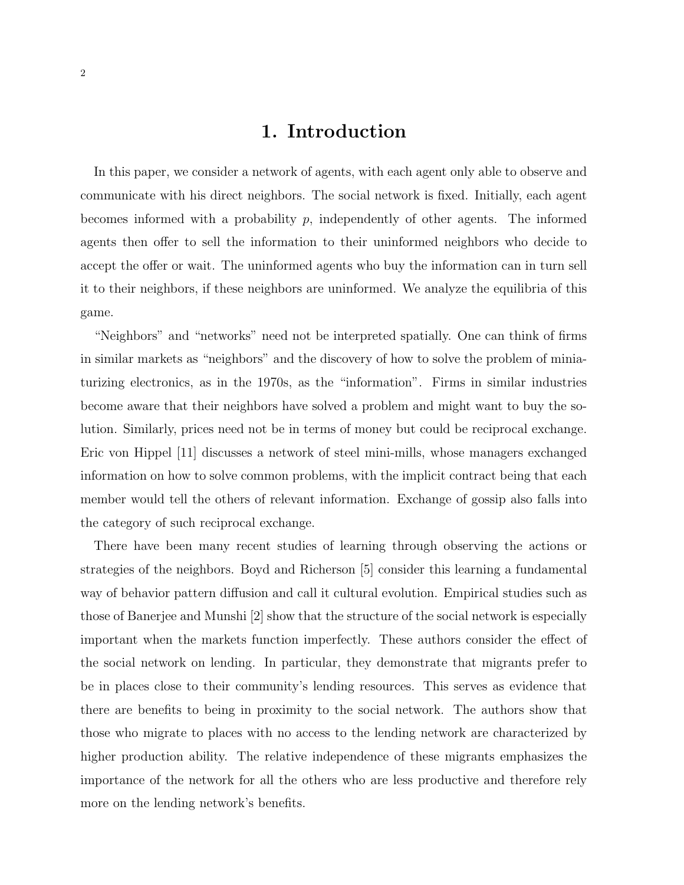# 1. Introduction

In this paper, we consider a network of agents, with each agent only able to observe and communicate with his direct neighbors. The social network is fixed. Initially, each agent becomes informed with a probability $p$, independently of other agents. The informed agents then offer to sell the information to their uninformed neighbors who decide to accept the offer or wait. The uninformed agents who buy the information can in turn sell it to their neighbors, if these neighbors are uninformed. We analyze the equilibria of this game.

"Neighbors" and "networks" need not be interpreted spatially. One can think of firms in similar markets as "neighbors" and the discovery of how to solve the problem of miniaturizing electronics, as in the 1970s, as the "information". Firms in similar industries become aware that their neighbors have solved a problem and might want to buy the solution. Similarly, prices need not be in terms of money but could be reciprocal exchange. Eric von Hippel [11] discusses a network of steel mini-mills, whose managers exchanged information on how to solve common problems, with the implicit contract being that each member would tell the others of relevant information. Exchange of gossip also falls into the category of such reciprocal exchange.

There have been many recent studies of learning through observing the actions or strategies of the neighbors. Boyd and Richerson [5] consider this learning a fundamental way of behavior pattern diffusion and call it cultural evolution. Empirical studies such as those of Banerjee and Munshi [2] show that the structure of the social network is especially important when the markets function imperfectly. These authors consider the effect of the social network on lending. In particular, they demonstrate that migrants prefer to be in places close to their community's lending resources. This serves as evidence that there are benefits to being in proximity to the social network. The authors show that those who migrate to places with no access to the lending network are characterized by higher production ability. The relative independence of these migrants emphasizes the importance of the network for all the others who are less productive and therefore rely more on the lending network's benefits.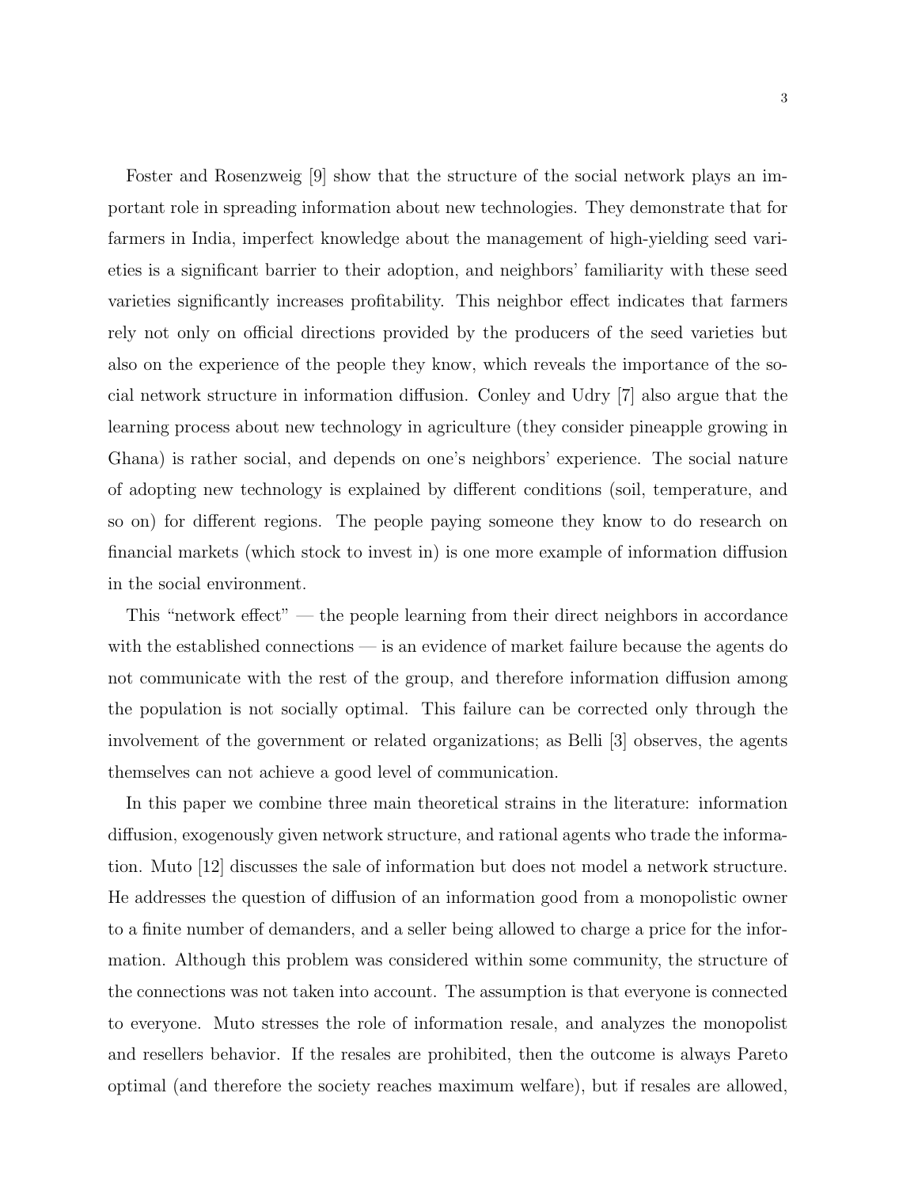Foster and Rosenzweig [9] show that the structure of the social network plays an important role in spreading information about new technologies. They demonstrate that for farmers in India, imperfect knowledge about the management of high-yielding seed varieties is a significant barrier to their adoption, and neighbors' familiarity with these seed varieties significantly increases profitability. This neighbor effect indicates that farmers rely not only on official directions provided by the producers of the seed varieties but also on the experience of the people they know, which reveals the importance of the social network structure in information diffusion. Conley and Udry [7] also argue that the learning process about new technology in agriculture (they consider pineapple growing in Ghana) is rather social, and depends on one's neighbors' experience. The social nature of adopting new technology is explained by different conditions (soil, temperature, and so on) for different regions. The people paying someone they know to do research on financial markets (which stock to invest in) is one more example of information diffusion in the social environment.

This "network effect" — the people learning from their direct neighbors in accordance with the established connections — is an evidence of market failure because the agents do not communicate with the rest of the group, and therefore information diffusion among the population is not socially optimal. This failure can be corrected only through the involvement of the government or related organizations; as Belli [3] observes, the agents themselves can not achieve a good level of communication.

In this paper we combine three main theoretical strains in the literature: information diffusion, exogenously given network structure, and rational agents who trade the information. Muto [12] discusses the sale of information but does not model a network structure. He addresses the question of diffusion of an information good from a monopolistic owner to a finite number of demanders, and a seller being allowed to charge a price for the information. Although this problem was considered within some community, the structure of the connections was not taken into account. The assumption is that everyone is connected to everyone. Muto stresses the role of information resale, and analyzes the monopolist and resellers behavior. If the resales are prohibited, then the outcome is always Pareto optimal (and therefore the society reaches maximum welfare), but if resales are allowed,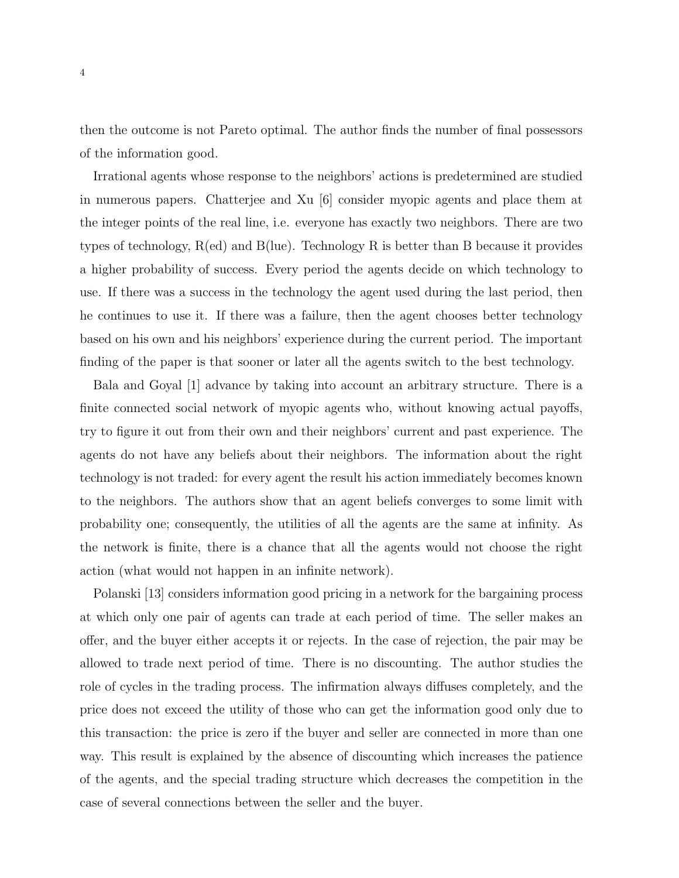then the outcome is not Pareto optimal. The author finds the number of final possessors of the information good.

Irrational agents whose response to the neighbors' actions is predetermined are studied in numerous papers. Chatterjee and Xu [6] consider myopic agents and place them at the integer points of the real line, i.e. everyone has exactly two neighbors. There are two types of technology, R(ed) and B(lue). Technology R is better than B because it provides a higher probability of success. Every period the agents decide on which technology to use. If there was a success in the technology the agent used during the last period, then he continues to use it. If there was a failure, then the agent chooses better technology based on his own and his neighbors' experience during the current period. The important finding of the paper is that sooner or later all the agents switch to the best technology.

Bala and Goyal [1] advance by taking into account an arbitrary structure. There is a finite connected social network of myopic agents who, without knowing actual payoffs, try to figure it out from their own and their neighbors' current and past experience. The agents do not have any beliefs about their neighbors. The information about the right technology is not traded: for every agent the result his action immediately becomes known to the neighbors. The authors show that an agent beliefs converges to some limit with probability one; consequently, the utilities of all the agents are the same at infinity. As the network is finite, there is a chance that all the agents would not choose the right action (what would not happen in an infinite network).

Polanski [13] considers information good pricing in a network for the bargaining process at which only one pair of agents can trade at each period of time. The seller makes an offer, and the buyer either accepts it or rejects. In the case of rejection, the pair may be allowed to trade next period of time. There is no discounting. The author studies the role of cycles in the trading process. The infirmation always diffuses completely, and the price does not exceed the utility of those who can get the information good only due to this transaction: the price is zero if the buyer and seller are connected in more than one way. This result is explained by the absence of discounting which increases the patience of the agents, and the special trading structure which decreases the competition in the case of several connections between the seller and the buyer.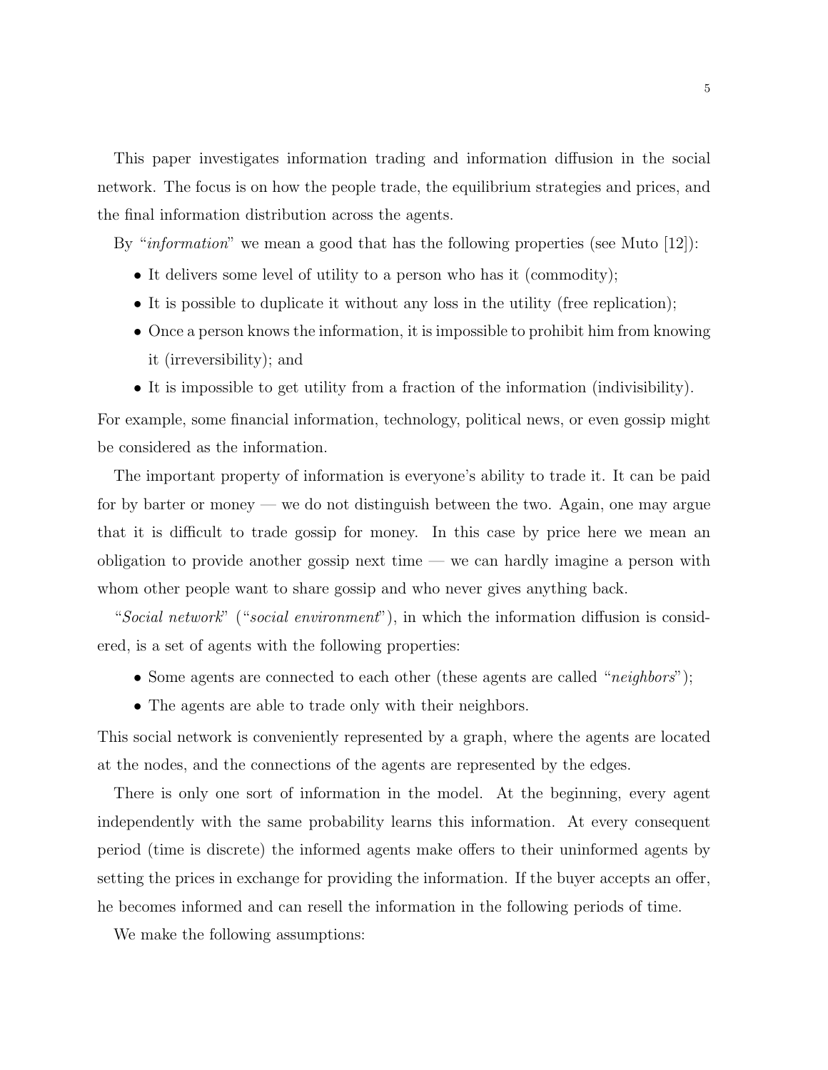This paper investigates information trading and information diffusion in the social network. The focus is on how the people trade, the equilibrium strategies and prices, and the final information distribution across the agents.

By "*information*" we mean a good that has the following properties (see Muto [12]):

- It delivers some level of utility to a person who has it (commodity);
- It is possible to duplicate it without any loss in the utility (free replication);
- Once a person knows the information, it is impossible to prohibit him from knowing it (irreversibility); and
- It is impossible to get utility from a fraction of the information (indivisibility).

For example, some financial information, technology, political news, or even gossip might be considered as the information.

The important property of information is everyone's ability to trade it. It can be paid for by barter or money — we do not distinguish between the two. Again, one may argue that it is difficult to trade gossip for money. In this case by price here we mean an obligation to provide another gossip next time — we can hardly imagine a person with whom other people want to share gossip and who never gives anything back.

"*Social network*" ("*social environment*"), in which the information diffusion is considered, is a set of agents with the following properties:

- Some agents are connected to each other (these agents are called "*neighbors*");
- The agents are able to trade only with their neighbors.

This social network is conveniently represented by a graph, where the agents are located at the nodes, and the connections of the agents are represented by the edges.

There is only one sort of information in the model. At the beginning, every agent independently with the same probability learns this information. At every consequent period (time is discrete) the informed agents make offers to their uninformed agents by setting the prices in exchange for providing the information. If the buyer accepts an offer, he becomes informed and can resell the information in the following periods of time.

We make the following assumptions: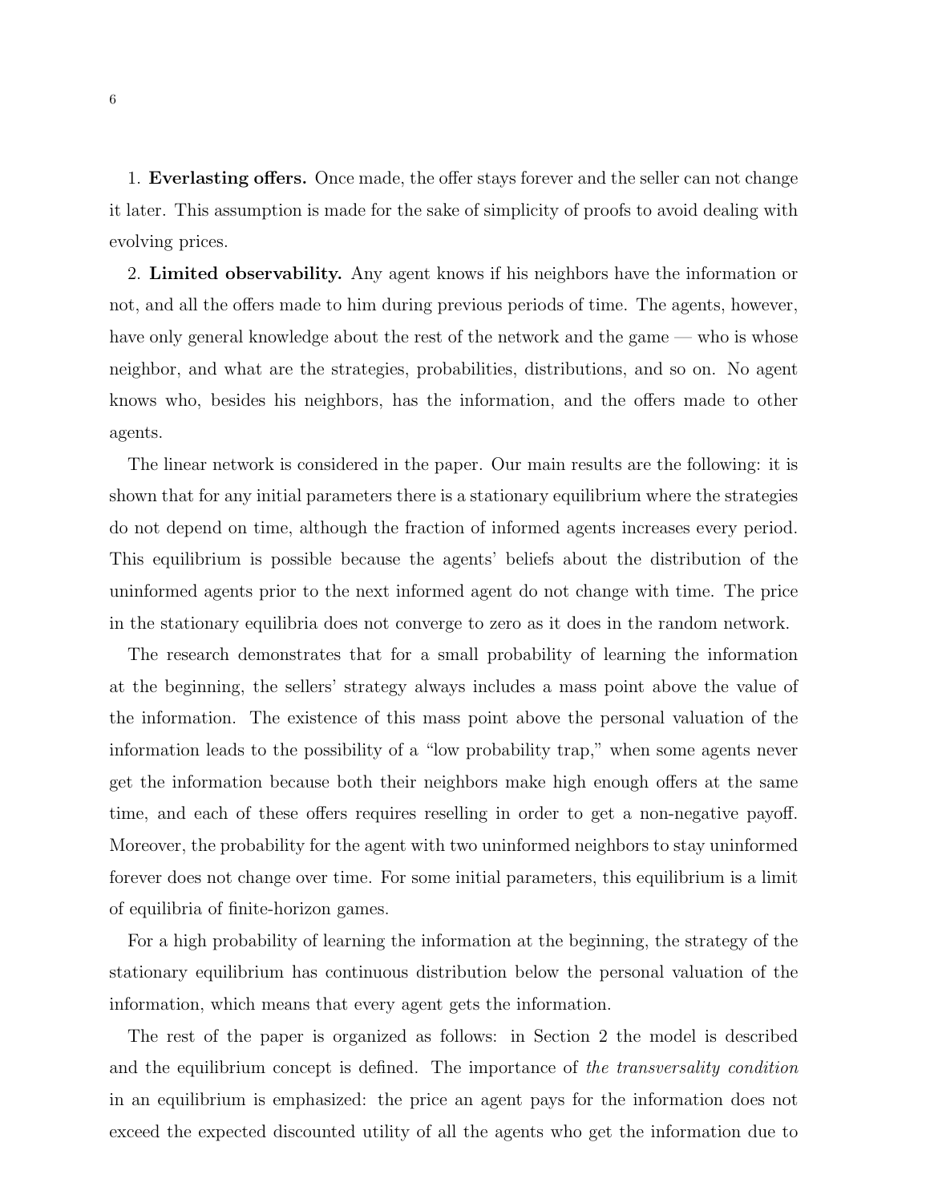1. **Everlasting offers.** Once made, the offer stays forever and the seller can not change it later. This assumption is made for the sake of simplicity of proofs to avoid dealing with evolving prices.

2. **Limited observability.** Any agent knows if his neighbors have the information or not, and all the offers made to him during previous periods of time. The agents, however, have only general knowledge about the rest of the network and the game — who is whose neighbor, and what are the strategies, probabilities, distributions, and so on. No agent knows who, besides his neighbors, has the information, and the offers made to other agents.

The linear network is considered in the paper. Our main results are the following: it is shown that for any initial parameters there is a stationary equilibrium where the strategies do not depend on time, although the fraction of informed agents increases every period. This equilibrium is possible because the agents' beliefs about the distribution of the uninformed agents prior to the next informed agent do not change with time. The price in the stationary equilibria does not converge to zero as it does in the random network.

The research demonstrates that for a small probability of learning the information at the beginning, the sellers' strategy always includes a mass point above the value of the information. The existence of this mass point above the personal valuation of the information leads to the possibility of a "low probability trap," when some agents never get the information because both their neighbors make high enough offers at the same time, and each of these offers requires reselling in order to get a non-negative payoff. Moreover, the probability for the agent with two uninformed neighbors to stay uninformed forever does not change over time. For some initial parameters, this equilibrium is a limit of equilibria of finite-horizon games.

For a high probability of learning the information at the beginning, the strategy of the stationary equilibrium has continuous distribution below the personal valuation of the information, which means that every agent gets the information.

The rest of the paper is organized as follows: in Section 2 the model is described and the equilibrium concept is defined. The importance of *the transversality condition* in an equilibrium is emphasized: the price an agent pays for the information does not exceed the expected discounted utility of all the agents who get the information due to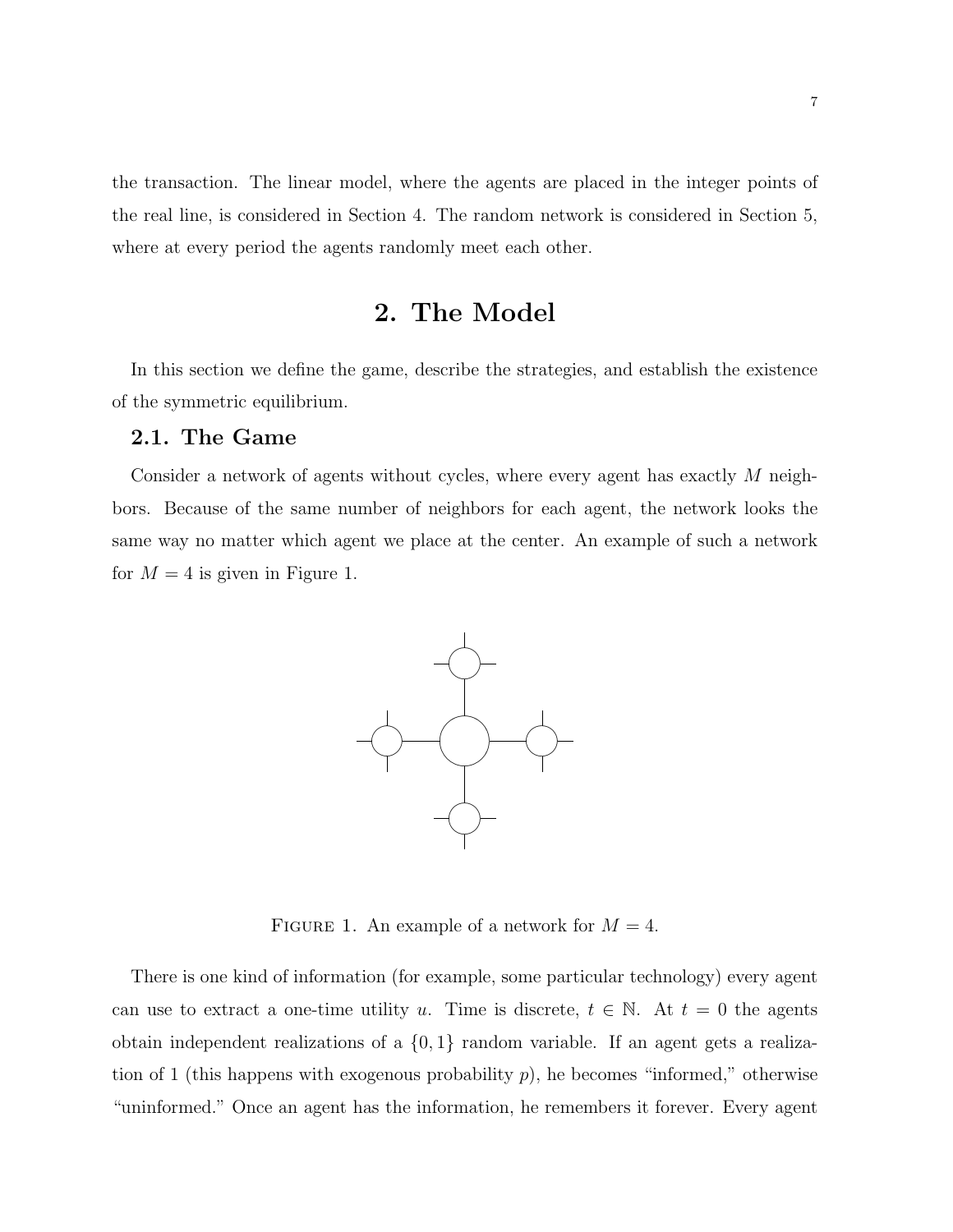the transaction. The linear model, where the agents are placed in the integer points of the real line, is considered in Section 4. The random network is considered in Section 5, where at every period the agents randomly meet each other.

# 2. The Model

In this section we define the game, describe the strategies, and establish the existence of the symmetric equilibrium.

## 2.1. The Game

Consider a network of agents without cycles, where every agent has exactly $M$ neighbors. Because of the same number of neighbors for each agent, the network looks the same way no matter which agent we place at the center. An example of such a network for $M = 4$ is given in Figure 1.

FIGURE 1. An example of a network for $M = 4$.

There is one kind of information (for example, some particular technology) every agent can use to extract a one-time utility $u$. Time is discrete, $t \in \mathbb{N}$. At $t = 0$ the agents obtain independent realizations of a $\{0, 1\}$ random variable. If an agent gets a realization of 1 (this happens with exogenous probability $p$), he becomes "informed," otherwise "uninformed." Once an agent has the information, he remembers it forever. Every agent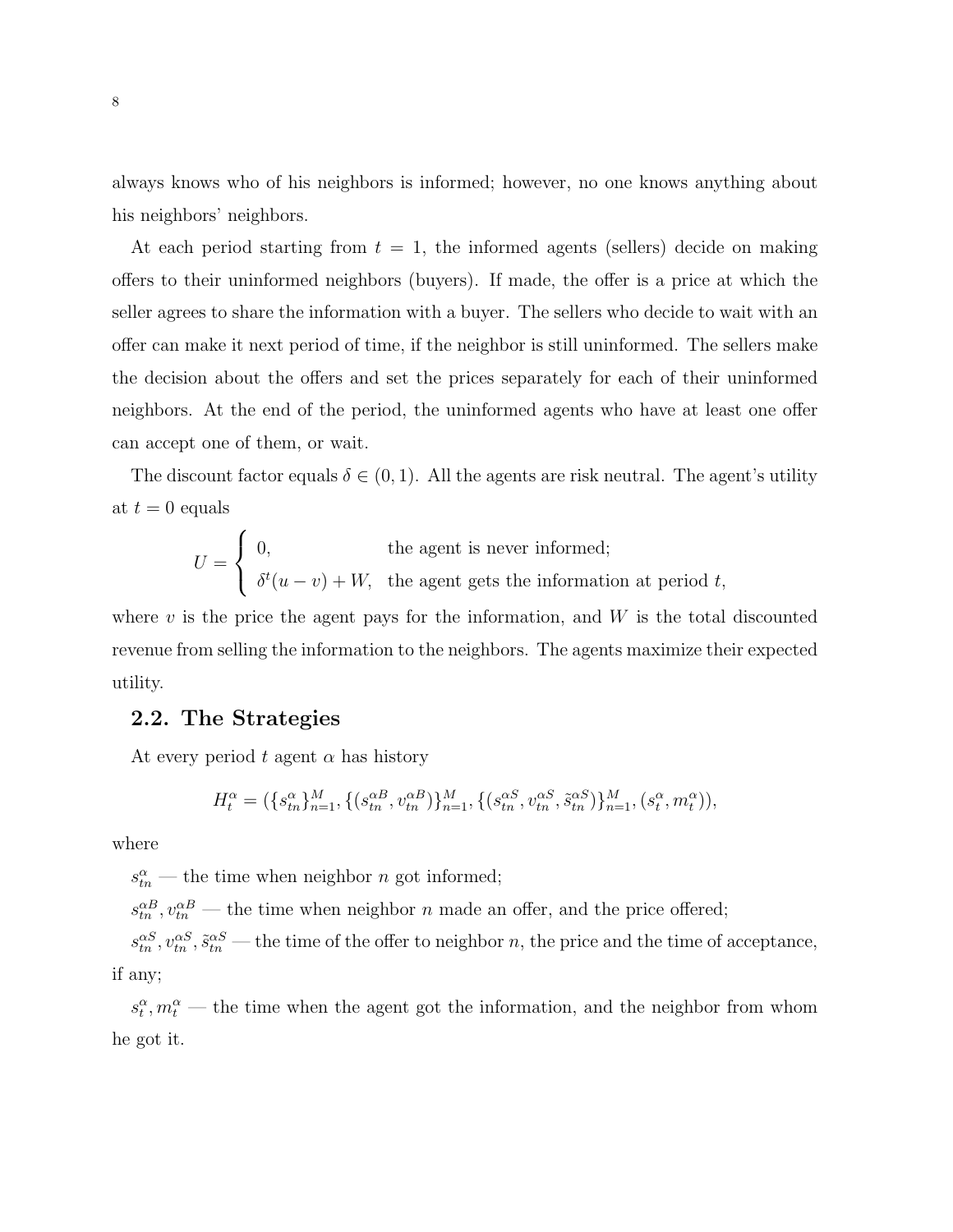always knows who of his neighbors is informed; however, no one knows anything about his neighbors' neighbors.

At each period starting from $t = 1$, the informed agents (sellers) decide on making offers to their uninformed neighbors (buyers). If made, the offer is a price at which the seller agrees to share the information with a buyer. The sellers who decide to wait with an offer can make it next period of time, if the neighbor is still uninformed. The sellers make the decision about the offers and set the prices separately for each of their uninformed neighbors. At the end of the period, the uninformed agents who have at least one offer can accept one of them, or wait.

The discount factor equals $\delta \in (0, 1)$. All the agents are risk neutral. The agent's utility at $t = 0$ equals

$$U = \begin{cases} 0, & \text{the agent is never informed;} \\ \delta^t (u - v) + W, & \text{the agent gets the information at period } t, \end{cases}$$

where $v$ is the price the agent pays for the information, and $W$ is the total discounted revenue from selling the information to the neighbors. The agents maximize their expected utility.

## 2.2. The Strategies

At every period $t$ agent $\alpha$ has history

$$H_t^\alpha = (\{s_{tn}^\alpha\}_{n=1}^M, \{(s_{tn}^{\alpha B}, v_{tn}^{\alpha B})\}_{n=1}^M, \{(s_{tn}^{\alpha S}, v_{tn}^{\alpha S}, \tilde{s}_{tn}^{\alpha S})\}_{n=1}^M, (s_t^\alpha, m_t^\alpha)),$$

where

$s_{tn}^\alpha$ — the time when neighbor $n$ got informed;

$s_{tn}^{\alpha B}, v_{tn}^{\alpha B}$ — the time when neighbor $n$ made an offer, and the price offered;

$s_{tn}^{\alpha S}, v_{tn}^{\alpha S}, \tilde{s}_{tn}^{\alpha S}$ — the time of the offer to neighbor $n$, the price and the time of acceptance, if any;

$s_t^\alpha, m_t^\alpha$ — the time when the agent got the information, and the neighbor from whom he got it.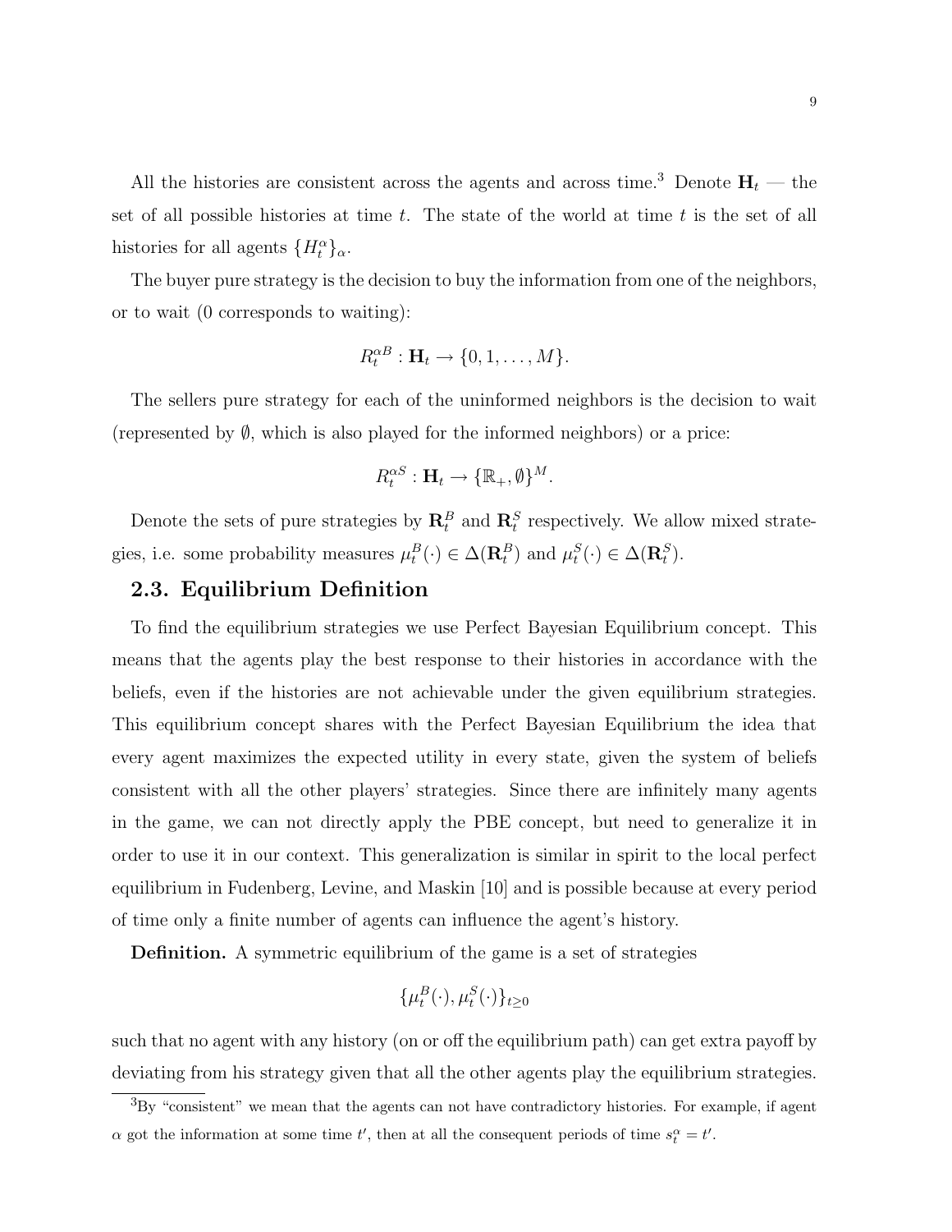All the histories are consistent across the agents and across time.[3] Denote $\mathbf{H}_t$ — the set of all possible histories at time $t$. The state of the world at time $t$ is the set of all histories for all agents $\{H_t^\alpha\}_\alpha$.

The buyer pure strategy is the decision to buy the information from one of the neighbors, or to wait (0 corresponds to waiting):

$$R_t^{\alpha B} : \mathbf{H}_t \to \{0, 1, \ldots, M\}.$$

The sellers pure strategy for each of the uninformed neighbors is the decision to wait (represented by $\emptyset$, which is also played for the informed neighbors) or a price:

$$R_t^{\alpha S} : \mathbf{H}_t \to \{\mathbb{R}_+, \emptyset\}^M.$$

Denote the sets of pure strategies by $\mathbf{R}_t^B$ and $\mathbf{R}_t^S$ respectively. We allow mixed strategies, i.e. some probability measures $\mu_t^B(\cdot) \in \Delta(\mathbf{R}_t^B)$ and $\mu_t^S(\cdot) \in \Delta(\mathbf{R}_t^S)$.

## 2.3. Equilibrium Definition

To find the equilibrium strategies we use Perfect Bayesian Equilibrium concept. This means that the agents play the best response to their histories in accordance with the beliefs, even if the histories are not achievable under the given equilibrium strategies. This equilibrium concept shares with the Perfect Bayesian Equilibrium the idea that every agent maximizes the expected utility in every state, given the system of beliefs consistent with all the other players' strategies. Since there are infinitely many agents in the game, we can not directly apply the PBE concept, but need to generalize it in order to use it in our context. This generalization is similar in spirit to the local perfect equilibrium in Fudenberg, Levine, and Maskin [10] and is possible because at every period of time only a finite number of agents can influence the agent's history.

**Definition.** A symmetric equilibrium of the game is a set of strategies

$$\{\mu_t^B(\cdot), \mu_t^S(\cdot)\}_{t \geq 0}$$

such that no agent with any history (on or off the equilibrium path) can get extra payoff by deviating from his strategy given that all the other agents play the equilibrium strategies.

[3] By "consistent" we mean that the agents can not have contradictory histories. For example, if agent $\alpha$ got the information at some time $t'$, then at all the consequent periods of time $s_t^\alpha = t'$.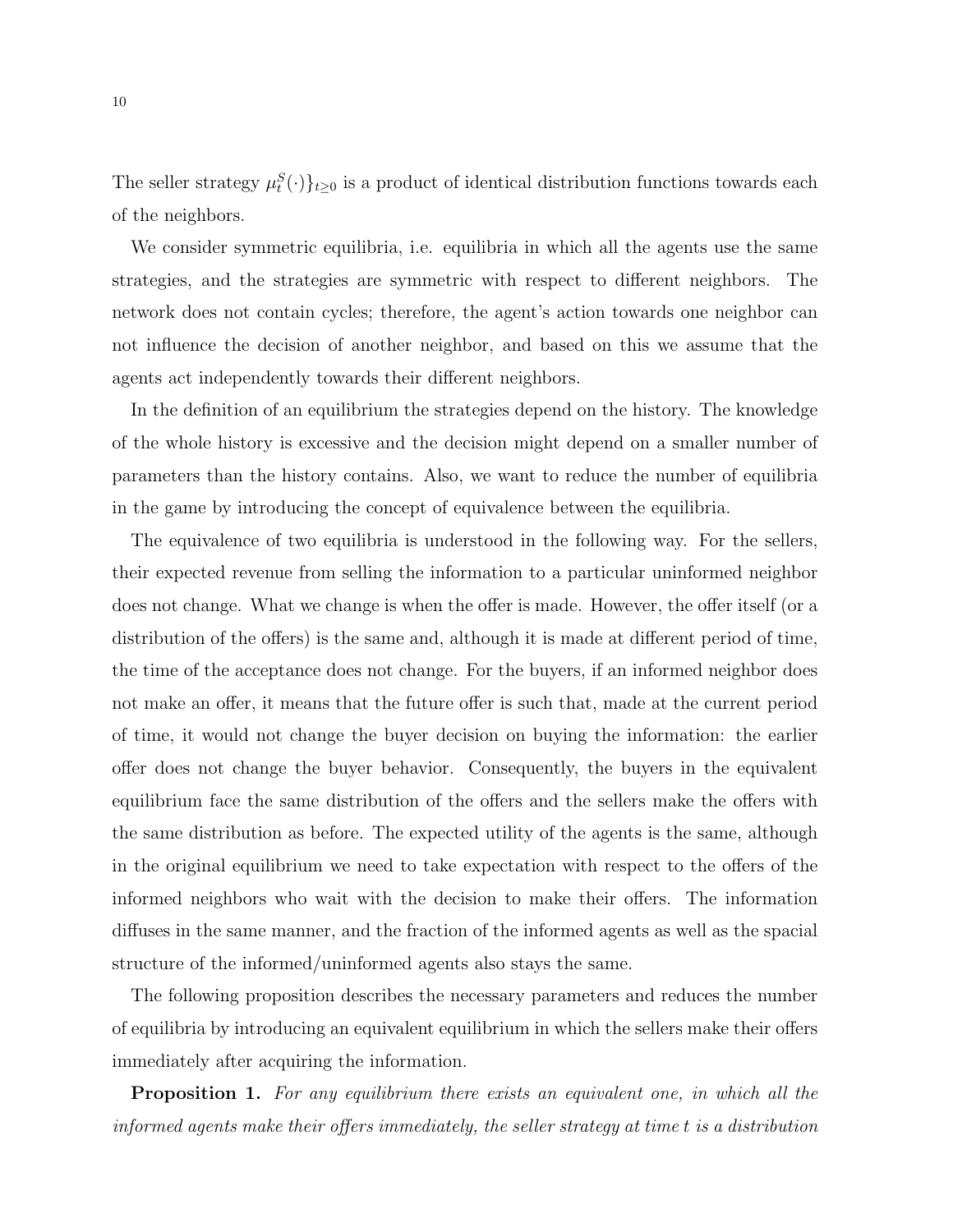The seller strategy $\mu_t^S(\cdot)\}_{t\geq 0}$ is a product of identical distribution functions towards each of the neighbors.

We consider symmetric equilibria, i.e. equilibria in which all the agents use the same strategies, and the strategies are symmetric with respect to different neighbors. The network does not contain cycles; therefore, the agent's action towards one neighbor can not influence the decision of another neighbor, and based on this we assume that the agents act independently towards their different neighbors.

In the definition of an equilibrium the strategies depend on the history. The knowledge of the whole history is excessive and the decision might depend on a smaller number of parameters than the history contains. Also, we want to reduce the number of equilibria in the game by introducing the concept of equivalence between the equilibria.

The equivalence of two equilibria is understood in the following way. For the sellers, their expected revenue from selling the information to a particular uninformed neighbor does not change. What we change is when the offer is made. However, the offer itself (or a distribution of the offers) is the same and, although it is made at different period of time, the time of the acceptance does not change. For the buyers, if an informed neighbor does not make an offer, it means that the future offer is such that, made at the current period of time, it would not change the buyer decision on buying the information: the earlier offer does not change the buyer behavior. Consequently, the buyers in the equivalent equilibrium face the same distribution of the offers and the sellers make the offers with the same distribution as before. The expected utility of the agents is the same, although in the original equilibrium we need to take expectation with respect to the offers of the informed neighbors who wait with the decision to make their offers. The information diffuses in the same manner, and the fraction of the informed agents as well as the spacial structure of the informed/uninformed agents also stays the same.

The following proposition describes the necessary parameters and reduces the number of equilibria by introducing an equivalent equilibrium in which the sellers make their offers immediately after acquiring the information.

**Proposition 1.** *For any equilibrium there exists an equivalent one, in which all the informed agents make their offers immediately, the seller strategy at time $t$ is a distribution*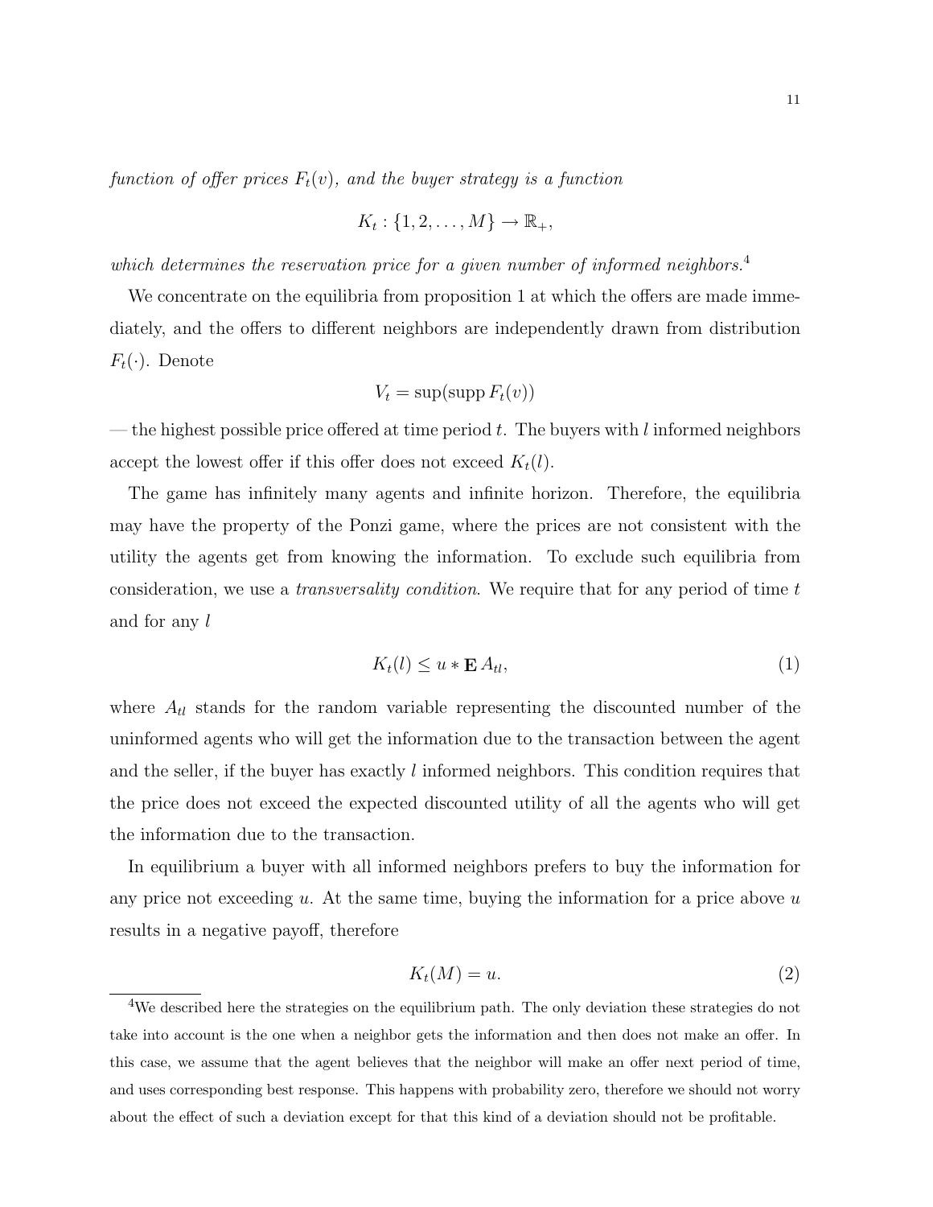*function of offer prices $F_t(v)$, and the buyer strategy is a function*

$$K_t : \{1, 2, \ldots, M\} \to \mathbb{R}_+,$$

*which determines the reservation price for a given number of informed neighbors.*[4]

We concentrate on the equilibria from proposition 1 at which the offers are made immediately, and the offers to different neighbors are independently drawn from distribution $F_t(\cdot)$. Denote

$$V_t = \sup(\operatorname{supp} F_t(v))$$

— the highest possible price offered at time period $t$. The buyers with $l$ informed neighbors accept the lowest offer if this offer does not exceed $K_t(l)$.

The game has infinitely many agents and infinite horizon. Therefore, the equilibria may have the property of the Ponzi game, where the prices are not consistent with the utility the agents get from knowing the information. To exclude such equilibria from consideration, we use a *transversality condition*. We require that for any period of time $t$ and for any $l$

$$K_t(l) \leq u * \mathbf{E}\, A_{tl}, \tag{1}$$

where $A_{tl}$ stands for the random variable representing the discounted number of the uninformed agents who will get the information due to the transaction between the agent and the seller, if the buyer has exactly $l$ informed neighbors. This condition requires that the price does not exceed the expected discounted utility of all the agents who will get the information due to the transaction.

In equilibrium a buyer with all informed neighbors prefers to buy the information for any price not exceeding $u$. At the same time, buying the information for a price above $u$ results in a negative payoff, therefore

$$K_t(M) = u. \tag{2}$$

[4] We described here the strategies on the equilibrium path. The only deviation these strategies do not take into account is the one when a neighbor gets the information and then does not make an offer. In this case, we assume that the agent believes that the neighbor will make an offer next period of time, and uses corresponding best response. This happens with probability zero, therefore we should not worry about the effect of such a deviation except for that this kind of a deviation should not be profitable.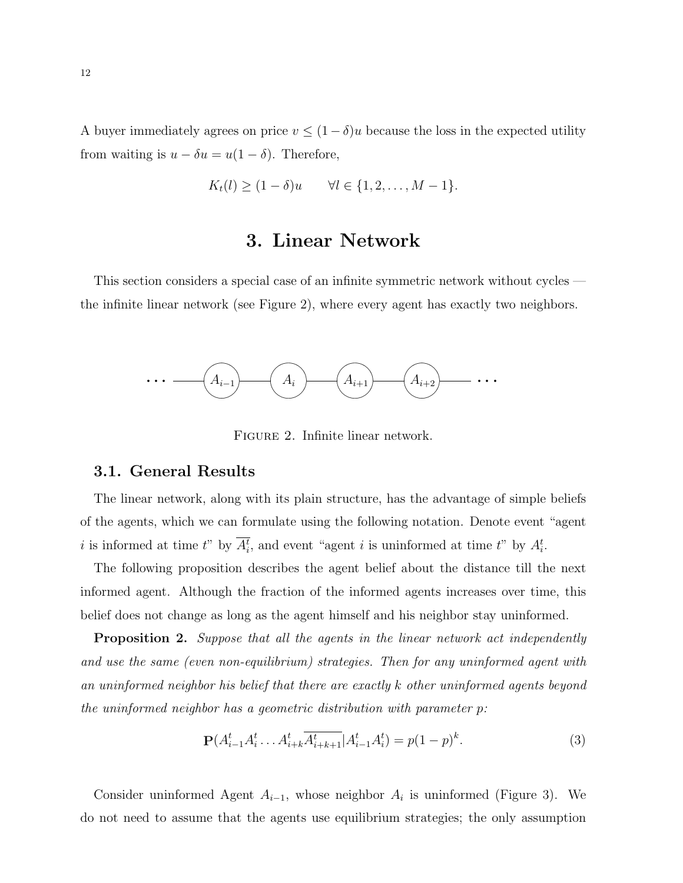A buyer immediately agrees on price $v \leq (1-\delta)u$ because the loss in the expected utility from waiting is $u - \delta u = u(1-\delta)$. Therefore,

$$K_t(l) \geq (1-\delta)u \qquad \forall l \in \{1, 2, \ldots, M-1\}.$$

# 3. Linear Network

This section considers a special case of an infinite symmetric network without cycles — the infinite linear network (see Figure 2), where every agent has exactly two neighbors.

FIGURE 2. Infinite linear network.

## 3.1. General Results

The linear network, along with its plain structure, has the advantage of simple beliefs of the agents, which we can formulate using the following notation. Denote event "agent $i$ is informed at time $t$" by $\overline{A_i^t}$, and event "agent $i$ is uninformed at time $t$" by $A_i^t$.

The following proposition describes the agent belief about the distance till the next informed agent. Although the fraction of the informed agents increases over time, this belief does not change as long as the agent himself and his neighbor stay uninformed.

**Proposition 2.** *Suppose that all the agents in the linear network act independently and use the same (even non-equilibrium) strategies. Then for any uninformed agent with an uninformed neighbor his belief that there are exactly $k$ other uninformed agents beyond the uninformed neighbor has a geometric distribution with parameter $p$:*

$$\mathbf{P}(A_{i-1}^t A_i^t \ldots A_{i+k}^t \overline{A_{i+k+1}^t} | A_{i-1}^t A_i^t) = p(1-p)^k. \tag{3}$$

Consider uninformed Agent $A_{i-1}$, whose neighbor $A_i$ is uninformed (Figure 3). We do not need to assume that the agents use equilibrium strategies; the only assumption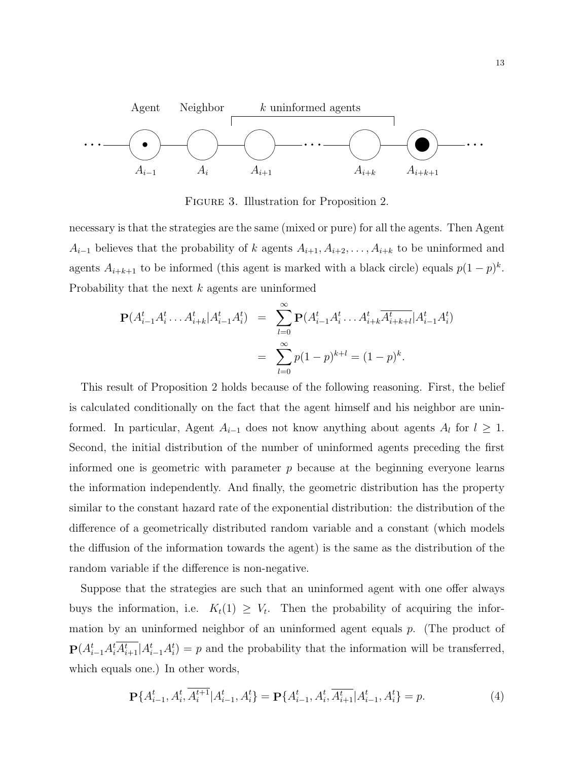FIGURE 3. Illustration for Proposition 2.

necessary is that the strategies are the same (mixed or pure) for all the agents. Then Agent $A_{i-1}$ believes that the probability of $k$ agents $A_{i+1}, A_{i+2}, \ldots, A_{i+k}$ to be uninformed and agents $A_{i+k+1}$ to be informed (this agent is marked with a black circle) equals $p(1-p)^k$. Probability that the next $k$ agents are uninformed

$$
\begin{aligned}
\mathbf{P}(A_{i-1}^t A_i^t \ldots A_{i+k}^t | A_{i-1}^t A_i^t) &= \sum_{l=0}^{\infty} \mathbf{P}(A_{i-1}^t A_i^t \ldots A_{i+k}^t \overline{A_{i+k+l}^t} | A_{i-1}^t A_i^t) \\
&= \sum_{l=0}^{\infty} p(1-p)^{k+l} = (1-p)^k.
\end{aligned}
$$

This result of Proposition 2 holds because of the following reasoning. First, the belief is calculated conditionally on the fact that the agent himself and his neighbor are uninformed. In particular, Agent $A_{i-1}$ does not know anything about agents $A_l$ for $l \geq 1$. Second, the initial distribution of the number of uninformed agents preceding the first informed one is geometric with parameter $p$ because at the beginning everyone learns the information independently. And finally, the geometric distribution has the property similar to the constant hazard rate of the exponential distribution: the distribution of the difference of a geometrically distributed random variable and a constant (which models the diffusion of the information towards the agent) is the same as the distribution of the random variable if the difference is non-negative.

Suppose that the strategies are such that an uninformed agent with one offer always buys the information, i.e. $K_t(1) \geq V_t$. Then the probability of acquiring the information by an uninformed neighbor of an uninformed agent equals $p$. (The product of $\mathbf{P}(A_{i-1}^t A_i^t \overline{A_{i+1}^t} | A_{i-1}^t A_i^t) = p$ and the probability that the information will be transferred, which equals one.) In other words,

$$
\mathbf{P}\{A_{i-1}^t, A_i^t, \overline{A_i^{t+1}} | A_{i-1}^t, A_i^t\} = \mathbf{P}\{A_{i-1}^t, A_i^t, \overline{A_{i+1}^t} | A_{i-1}^t, A_i^t\} = p. \tag{4}
$$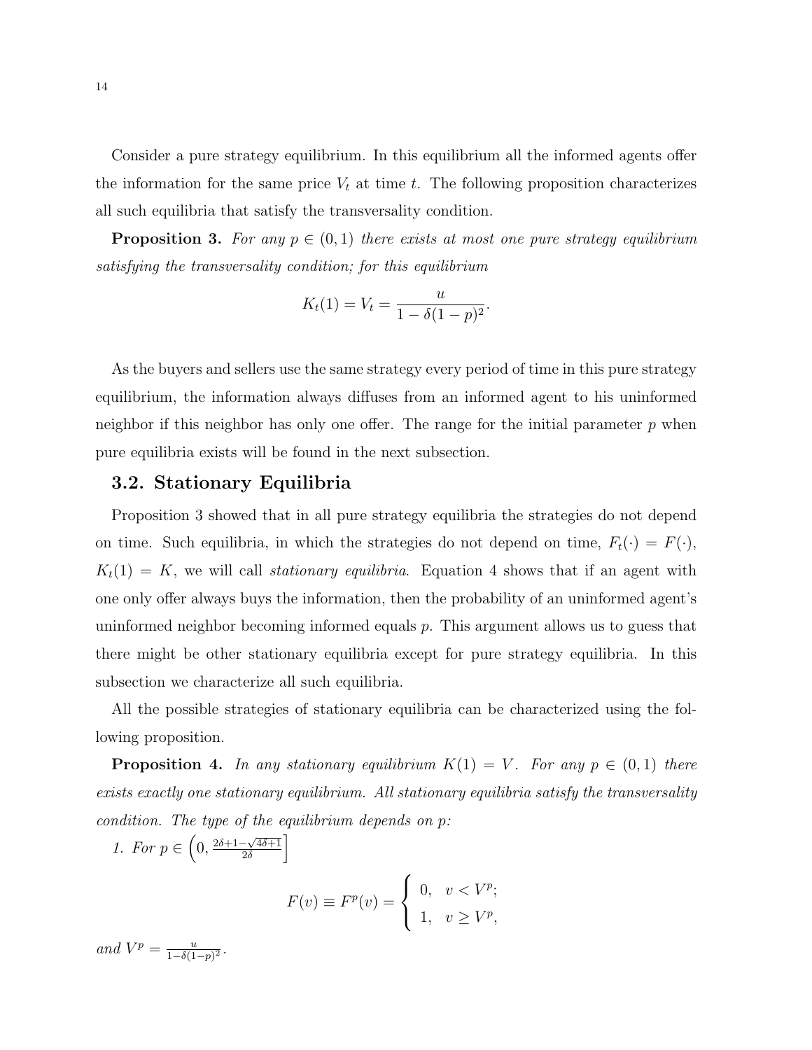Consider a pure strategy equilibrium. In this equilibrium all the informed agents offer the information for the same price $V_t$ at time $t$. The following proposition characterizes all such equilibria that satisfy the transversality condition.

**Proposition 3.** *For any $p \in (0, 1)$ there exists at most one pure strategy equilibrium satisfying the transversality condition; for this equilibrium*

$$K_t(1) = V_t = \frac{u}{1 - \delta(1-p)^2}.$$

As the buyers and sellers use the same strategy every period of time in this pure strategy equilibrium, the information always diffuses from an informed agent to his uninformed neighbor if this neighbor has only one offer. The range for the initial parameter $p$ when pure equilibria exists will be found in the next subsection.

## 3.2. Stationary Equilibria

Proposition 3 showed that in all pure strategy equilibria the strategies do not depend on time. Such equilibria, in which the strategies do not depend on time, $F_t(\cdot) = F(\cdot)$, $K_t(1) = K$, we will call *stationary equilibria*. Equation 4 shows that if an agent with one only offer always buys the information, then the probability of an uninformed agent's uninformed neighbor becoming informed equals $p$. This argument allows us to guess that there might be other stationary equilibria except for pure strategy equilibria. In this subsection we characterize all such equilibria.

All the possible strategies of stationary equilibria can be characterized using the following proposition.

**Proposition 4.** *In any stationary equilibrium $K(1) = V$. For any $p \in (0, 1)$ there exists exactly one stationary equilibrium. All stationary equilibria satisfy the transversality condition. The type of the equilibrium depends on $p$:*

*1. For $p \in \left(0, \frac{2\delta+1-\sqrt{4\delta+1}}{2\delta}\right]$*

$$F(v) \equiv F^p(v) = \begin{cases} 0, & v < V^p; \\ 1, & v \geq V^p, \end{cases}$$

*and $V^p = \frac{u}{1-\delta(1-p)^2}$.*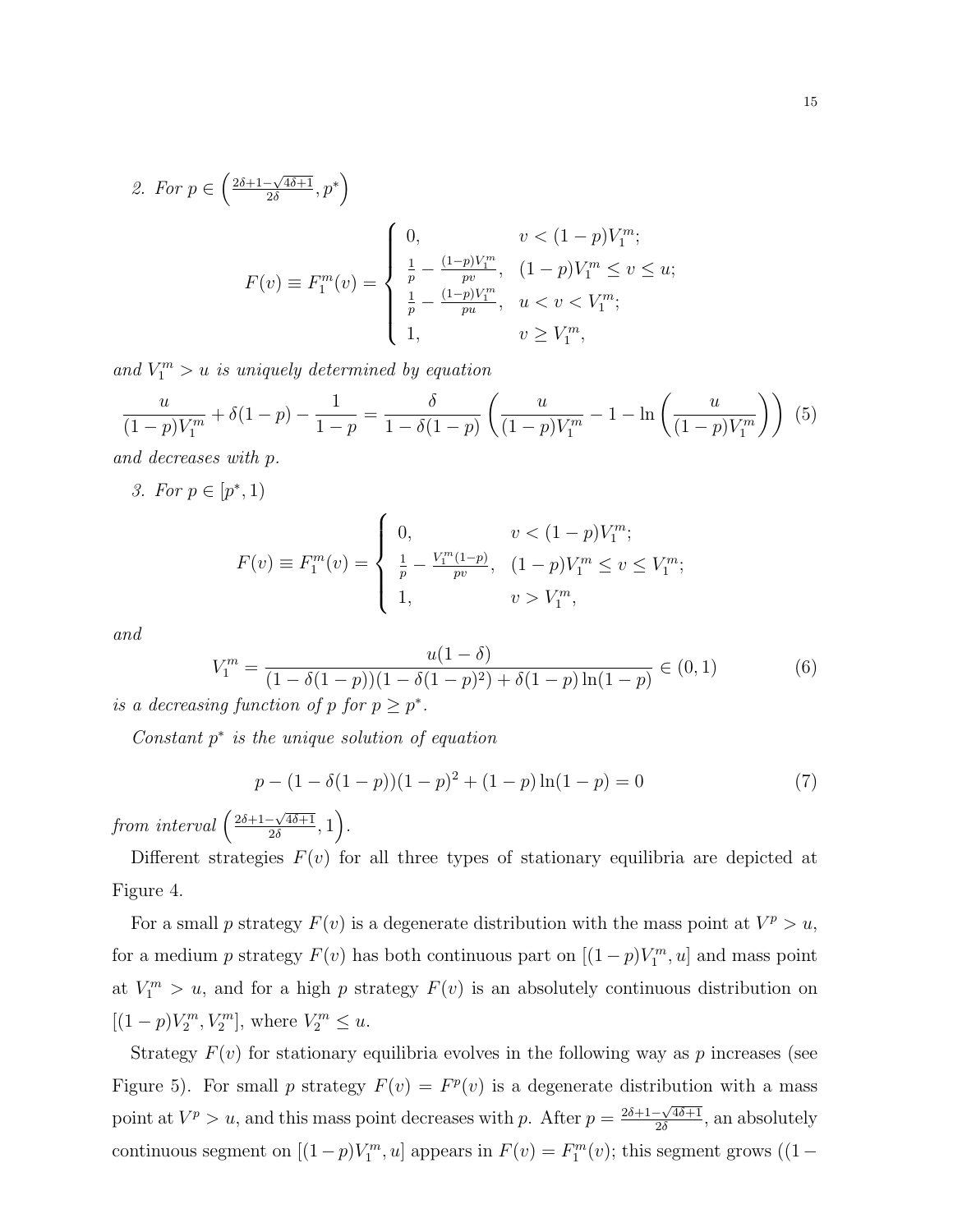*2. For* $p \in \left(\frac{2\delta+1-\sqrt{4\delta+1}}{2\delta}, p^*\right)$

$$F(v) \equiv F_1^m(v) = \begin{cases} 0, & v < (1-p)V_1^m; \\ \frac{1}{p} - \frac{(1-p)V_1^m}{pv}, & (1-p)V_1^m \le v \le u; \\ \frac{1}{p} - \frac{(1-p)V_1^m}{pu}, & u < v < V_1^m; \\ 1, & v \ge V_1^m, \end{cases}$$

*and* $V_1^m > u$ *is uniquely determined by equation*

$$\frac{u}{(1-p)V_1^m} + \delta(1-p) - \frac{1}{1-p} = \frac{\delta}{1-\delta(1-p)}\left(\frac{u}{(1-p)V_1^m} - 1 - \ln\left(\frac{u}{(1-p)V_1^m}\right)\right) \quad (5)$$

*and decreases with* $p$.

*3. For* $p \in [p^*, 1)$

$$F(v) \equiv F_1^m(v) = \begin{cases} 0, & v < (1-p)V_1^m; \\ \frac{1}{p} - \frac{V_1^m(1-p)}{pv}, & (1-p)V_1^m \le v \le V_1^m; \\ 1, & v > V_1^m, \end{cases}$$

*and*

$$V_1^m = \frac{u(1-\delta)}{(1-\delta(1-p))(1-\delta(1-p)^2) + \delta(1-p)\ln(1-p)} \in (0,1) \quad (6)$$

*is a decreasing function of* $p$ *for* $p \ge p^*$.

*Constant* $p^*$ *is the unique solution of equation*

$$p - (1-\delta(1-p))(1-p)^2 + (1-p)\ln(1-p) = 0 \quad (7)$$

*from interval* $\left(\frac{2\delta+1-\sqrt{4\delta+1}}{2\delta}, 1\right)$.

Different strategies $F(v)$ for all three types of stationary equilibria are depicted at Figure 4.

For a small $p$ strategy $F(v)$ is a degenerate distribution with the mass point at $V^p > u$, for a medium $p$ strategy $F(v)$ has both continuous part on $[(1-p)V_1^m, u]$ and mass point at $V_1^m > u$, and for a high $p$ strategy $F(v)$ is an absolutely continuous distribution on $[(1-p)V_2^m, V_2^m]$, where $V_2^m \le u$.

Strategy $F(v)$ for stationary equilibria evolves in the following way as $p$ increases (see Figure 5). For small $p$ strategy $F(v) = F^p(v)$ is a degenerate distribution with a mass point at $V^p > u$, and this mass point decreases with $p$. After $p = \frac{2\delta+1-\sqrt{4\delta+1}}{2\delta}$, an absolutely continuous segment on $[(1-p)V_1^m, u]$ appears in $F(v) = F_1^m(v)$; this segment grows ((1−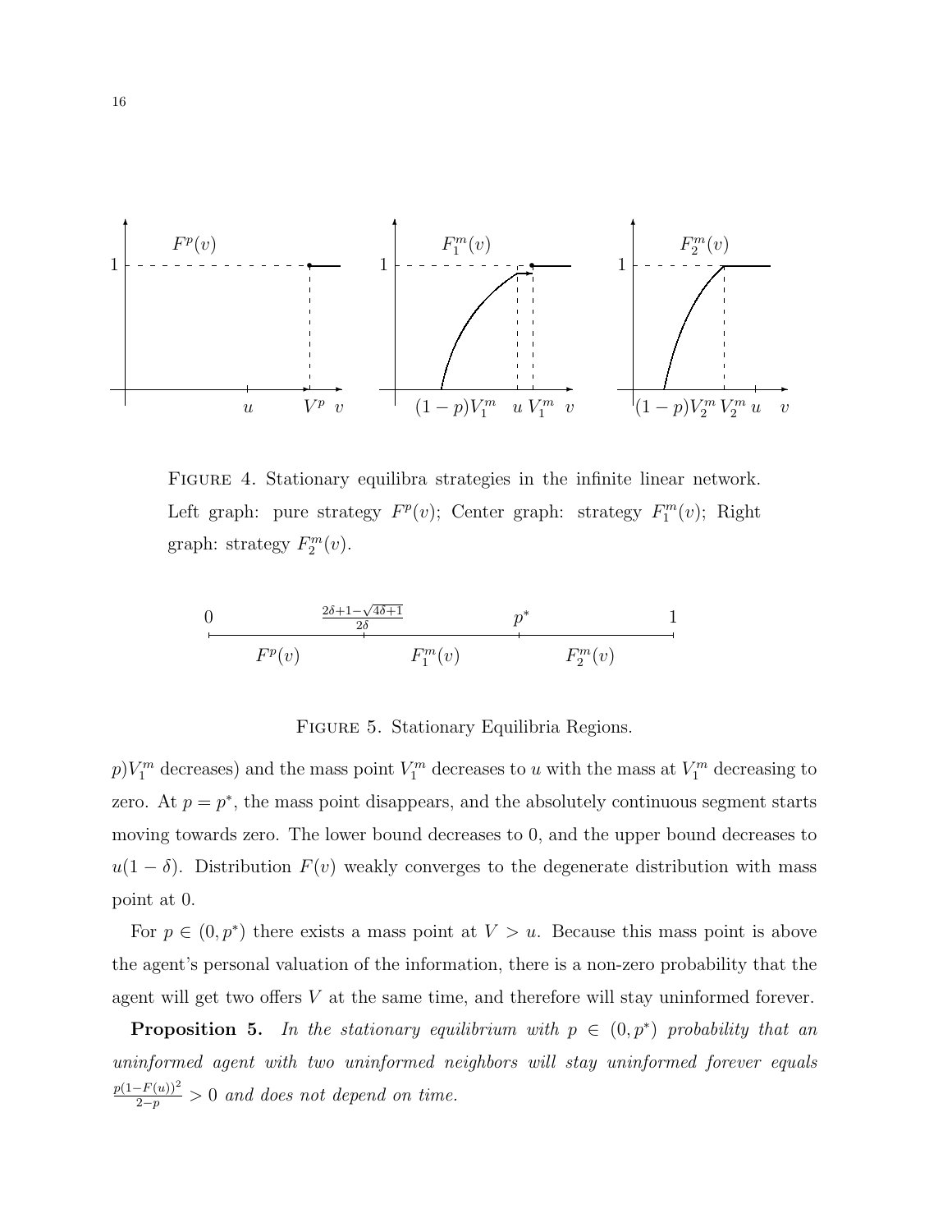FIGURE 4. Stationary equilibra strategies in the infinite linear network. Left graph: pure strategy $F^p(v)$; Center graph: strategy $F_1^m(v)$; Right graph: strategy $F_2^m(v)$.

FIGURE 5. Stationary Equilibria Regions.

$p)V_1^m$ decreases) and the mass point $V_1^m$ decreases to $u$ with the mass at $V_1^m$ decreasing to zero. At $p = p^*$, the mass point disappears, and the absolutely continuous segment starts moving towards zero. The lower bound decreases to 0, and the upper bound decreases to $u(1-\delta)$. Distribution $F(v)$ weakly converges to the degenerate distribution with mass point at 0.

For $p \in (0, p^*)$ there exists a mass point at $V > u$. Because this mass point is above the agent's personal valuation of the information, there is a non-zero probability that the agent will get two offers $V$ at the same time, and therefore will stay uninformed forever.

**Proposition 5.** *In the stationary equilibrium with $p \in (0, p^*)$ probability that an uninformed agent with two uninformed neighbors will stay uninformed forever equals $\frac{p(1-F(u))^2}{2-p} > 0$ and does not depend on time.*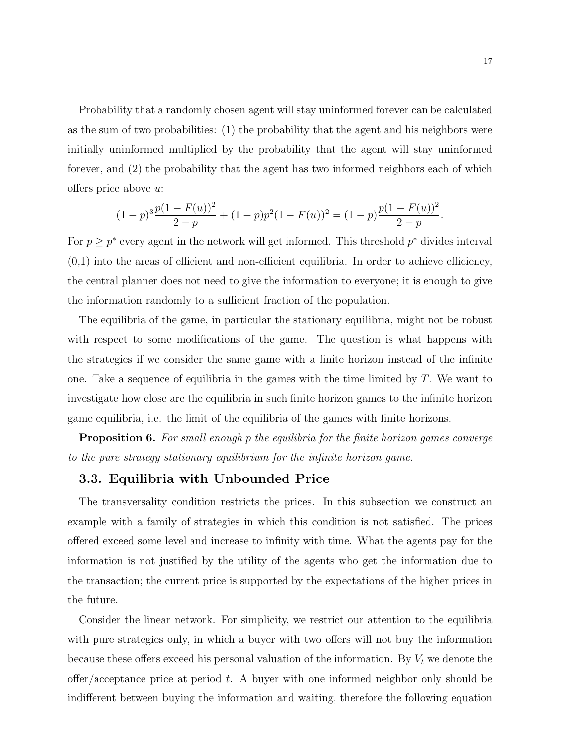Probability that a randomly chosen agent will stay uninformed forever can be calculated as the sum of two probabilities: (1) the probability that the agent and his neighbors were initially uninformed multiplied by the probability that the agent will stay uninformed forever, and (2) the probability that the agent has two informed neighbors each of which offers price above $u$:

$$(1-p)^3\frac{p(1-F(u))^2}{2-p} + (1-p)p^2(1-F(u))^2 = (1-p)\frac{p(1-F(u))^2}{2-p}.$$

For $p \geq p^*$ every agent in the network will get informed. This threshold $p^*$ divides interval (0,1) into the areas of efficient and non-efficient equilibria. In order to achieve efficiency, the central planner does not need to give the information to everyone; it is enough to give the information randomly to a sufficient fraction of the population.

The equilibria of the game, in particular the stationary equilibria, might not be robust with respect to some modifications of the game. The question is what happens with the strategies if we consider the same game with a finite horizon instead of the infinite one. Take a sequence of equilibria in the games with the time limited by $T$. We want to investigate how close are the equilibria in such finite horizon games to the infinite horizon game equilibria, i.e. the limit of the equilibria of the games with finite horizons.

**Proposition 6.** *For small enough p the equilibria for the finite horizon games converge to the pure strategy stationary equilibrium for the infinite horizon game.*

## 3.3. Equilibria with Unbounded Price

The transversality condition restricts the prices. In this subsection we construct an example with a family of strategies in which this condition is not satisfied. The prices offered exceed some level and increase to infinity with time. What the agents pay for the information is not justified by the utility of the agents who get the information due to the transaction; the current price is supported by the expectations of the higher prices in the future.

Consider the linear network. For simplicity, we restrict our attention to the equilibria with pure strategies only, in which a buyer with two offers will not buy the information because these offers exceed his personal valuation of the information. By $V_t$ we denote the offer/acceptance price at period $t$. A buyer with one informed neighbor only should be indifferent between buying the information and waiting, therefore the following equation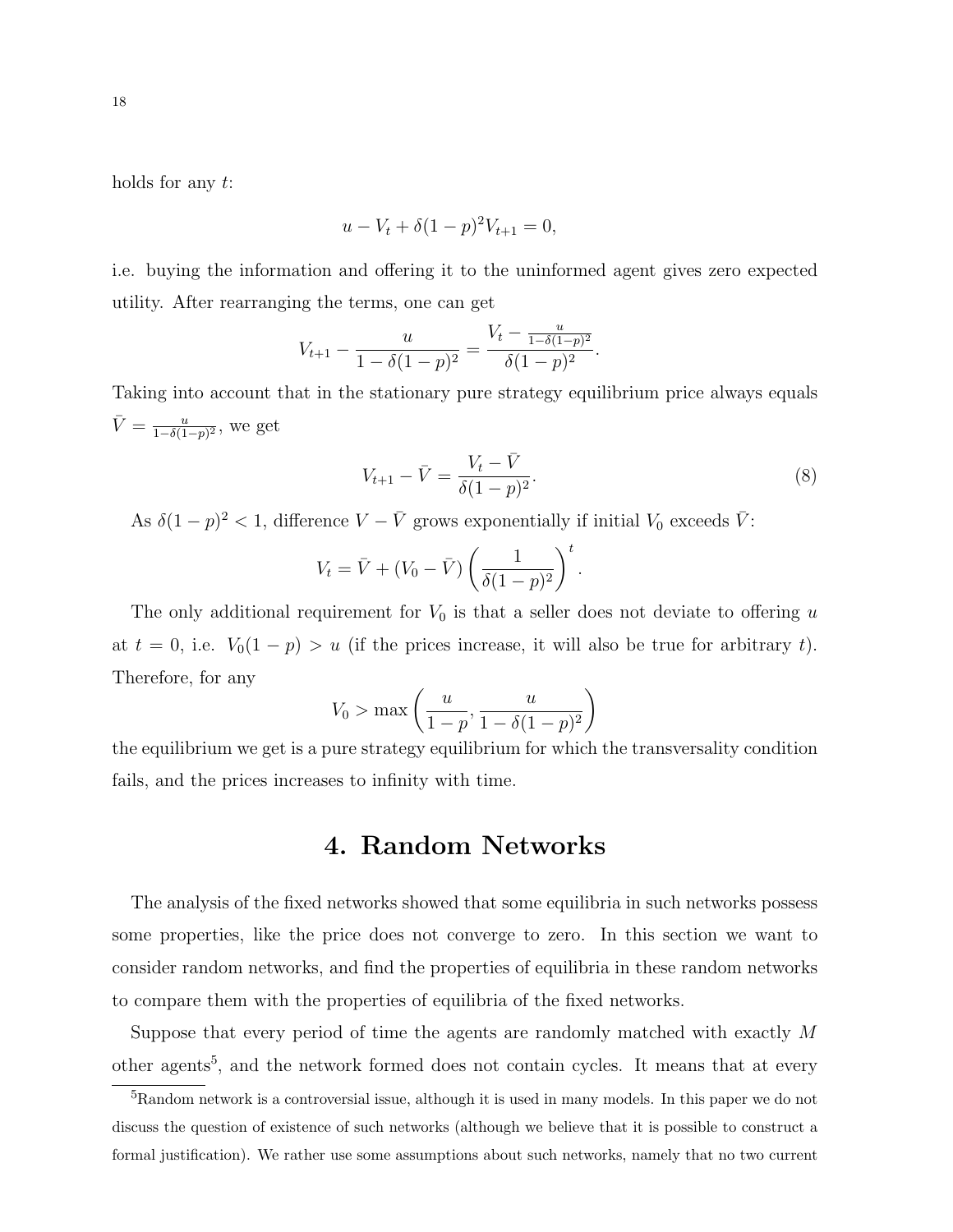holds for any $t$:

$$u - V_t + \delta(1-p)^2 V_{t+1} = 0,$$

i.e. buying the information and offering it to the uninformed agent gives zero expected utility. After rearranging the terms, one can get

$$V_{t+1} - \frac{u}{1-\delta(1-p)^2} = \frac{V_t - \frac{u}{1-\delta(1-p)^2}}{\delta(1-p)^2}.$$

Taking into account that in the stationary pure strategy equilibrium price always equals $\bar{V} = \frac{u}{1-\delta(1-p)^2}$, we get

$$V_{t+1} - \bar{V} = \frac{V_t - \bar{V}}{\delta(1-p)^2}. \tag{8}$$

As $\delta(1-p)^2 < 1$, difference $V - \bar{V}$ grows exponentially if initial $V_0$ exceeds $\bar{V}$:

$$V_t = \bar{V} + (V_0 - \bar{V}) \left( \frac{1}{\delta(1-p)^2} \right)^t.$$

The only additional requirement for $V_0$ is that a seller does not deviate to offering $u$ at $t = 0$, i.e. $V_0(1-p) > u$ (if the prices increase, it will also be true for arbitrary $t$). Therefore, for any

$$V_0 > \max\left( \frac{u}{1-p}, \frac{u}{1-\delta(1-p)^2} \right)$$

the equilibrium we get is a pure strategy equilibrium for which the transversality condition fails, and the prices increases to infinity with time.

# 4. Random Networks

The analysis of the fixed networks showed that some equilibria in such networks possess some properties, like the price does not converge to zero. In this section we want to consider random networks, and find the properties of equilibria in these random networks to compare them with the properties of equilibria of the fixed networks.

Suppose that every period of time the agents are randomly matched with exactly $M$ other agents[5], and the network formed does not contain cycles. It means that at every

[5]Random network is a controversial issue, although it is used in many models. In this paper we do not discuss the question of existence of such networks (although we believe that it is possible to construct a formal justification). We rather use some assumptions about such networks, namely that no two current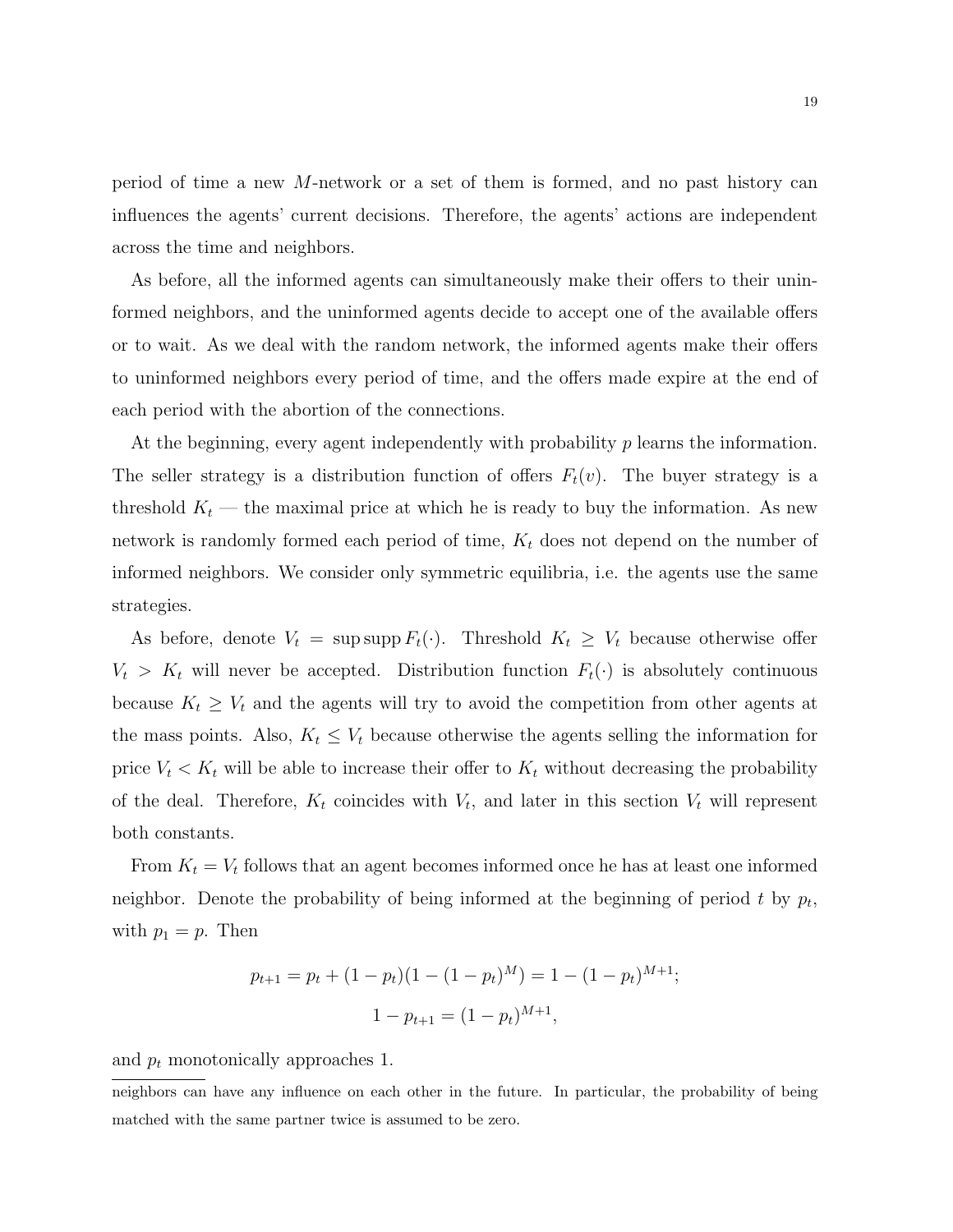period of time a new $M$-network or a set of them is formed, and no past history can influences the agents' current decisions. Therefore, the agents' actions are independent across the time and neighbors.

As before, all the informed agents can simultaneously make their offers to their uninformed neighbors, and the uninformed agents decide to accept one of the available offers or to wait. As we deal with the random network, the informed agents make their offers to uninformed neighbors every period of time, and the offers made expire at the end of each period with the abortion of the connections.

At the beginning, every agent independently with probability $p$ learns the information. The seller strategy is a distribution function of offers $F_t(v)$. The buyer strategy is a threshold $K_t$ — the maximal price at which he is ready to buy the information. As new network is randomly formed each period of time, $K_t$ does not depend on the number of informed neighbors. We consider only symmetric equilibria, i.e. the agents use the same strategies.

As before, denote $V_t = \sup \operatorname{supp} F_t(\cdot)$. Threshold $K_t \geq V_t$ because otherwise offer $V_t > K_t$ will never be accepted. Distribution function $F_t(\cdot)$ is absolutely continuous because $K_t \geq V_t$ and the agents will try to avoid the competition from other agents at the mass points. Also, $K_t \leq V_t$ because otherwise the agents selling the information for price $V_t < K_t$ will be able to increase their offer to $K_t$ without decreasing the probability of the deal. Therefore, $K_t$ coincides with $V_t$, and later in this section $V_t$ will represent both constants.

From $K_t = V_t$ follows that an agent becomes informed once he has at least one informed neighbor. Denote the probability of being informed at the beginning of period $t$ by $p_t$, with $p_1 = p$. Then

$$p_{t+1} = p_t + (1 - p_t)(1 - (1 - p_t)^M) = 1 - (1 - p_t)^{M+1};$$

$$1 - p_{t+1} = (1 - p_t)^{M+1},$$

and $p_t$ monotonically approaches 1.

---

neighbors can have any influence on each other in the future. In particular, the probability of being matched with the same partner twice is assumed to be zero.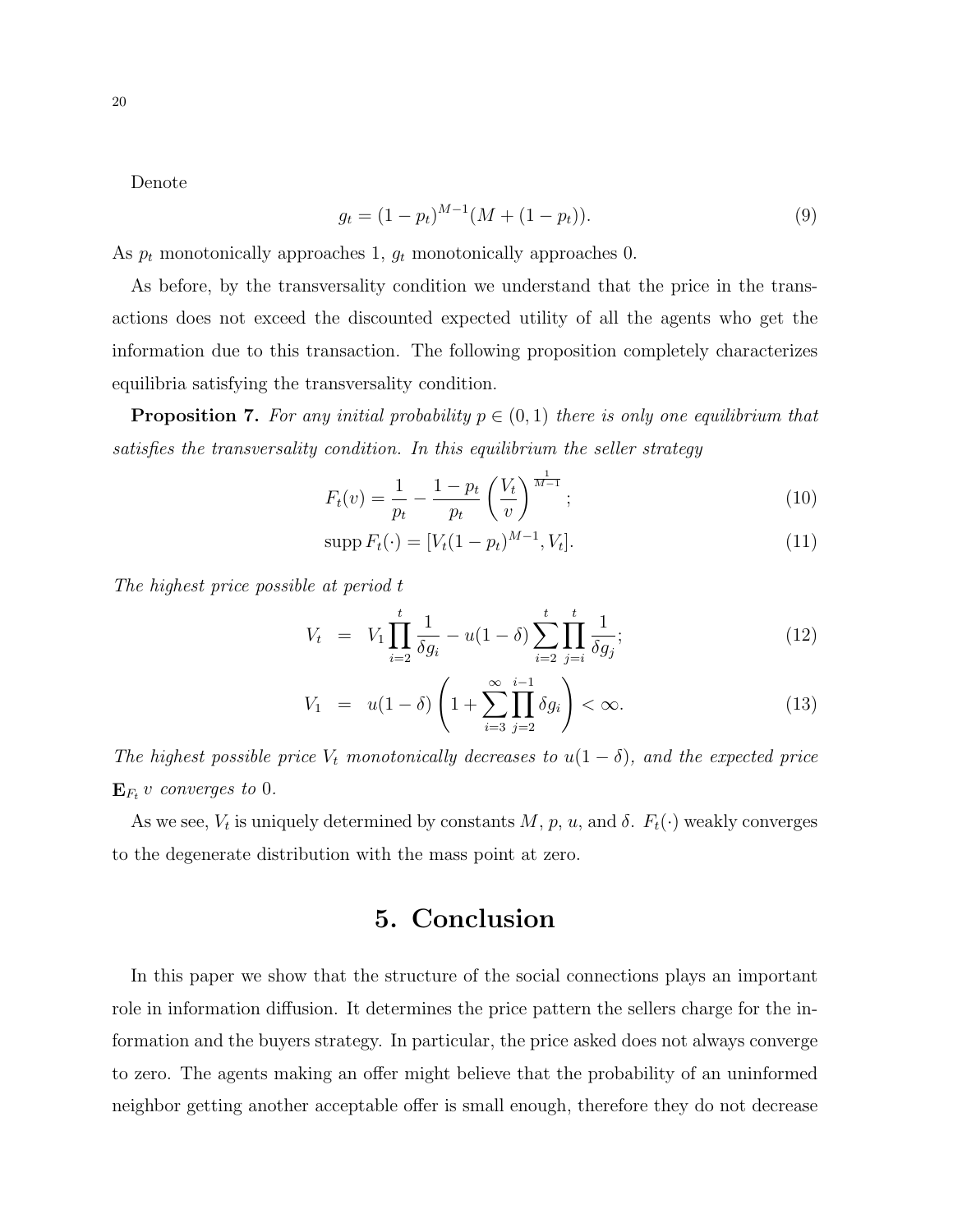Denote

$$g_t = (1 - p_t)^{M-1}(M + (1 - p_t)). \tag{9}$$

As $p_t$ monotonically approaches 1, $g_t$ monotonically approaches 0.

As before, by the transversality condition we understand that the price in the transactions does not exceed the discounted expected utility of all the agents who get the information due to this transaction. The following proposition completely characterizes equilibria satisfying the transversality condition.

**Proposition 7.** *For any initial probability $p \in (0, 1)$ there is only one equilibrium that satisfies the transversality condition. In this equilibrium the seller strategy*

$$F_t(v) = \frac{1}{p_t} - \frac{1 - p_t}{p_t} \left(\frac{V_t}{v}\right)^{\frac{1}{M-1}}; \tag{10}$$

$$\operatorname{supp} F_t(\cdot) = [V_t(1 - p_t)^{M-1}, V_t]. \tag{11}$$

*The highest price possible at period $t$*

$$V_t = V_1 \prod_{i=2}^{t} \frac{1}{\delta g_i} - u(1 - \delta) \sum_{i=2}^{t} \prod_{j=i}^{t} \frac{1}{\delta g_j}; \tag{12}$$

$$V_1 = u(1 - \delta) \left(1 + \sum_{i=3}^{\infty} \prod_{j=2}^{i-1} \delta g_i\right) < \infty. \tag{13}$$

*The highest possible price $V_t$ monotonically decreases to $u(1 - \delta)$, and the expected price $\mathbf{E}_{F_t} v$ converges to 0.*

As we see, $V_t$ is uniquely determined by constants $M$, $p$, $u$, and $\delta$. $F_t(\cdot)$ weakly converges to the degenerate distribution with the mass point at zero.

# 5. Conclusion

In this paper we show that the structure of the social connections plays an important role in information diffusion. It determines the price pattern the sellers charge for the information and the buyers strategy. In particular, the price asked does not always converge to zero. The agents making an offer might believe that the probability of an uninformed neighbor getting another acceptable offer is small enough, therefore they do not decrease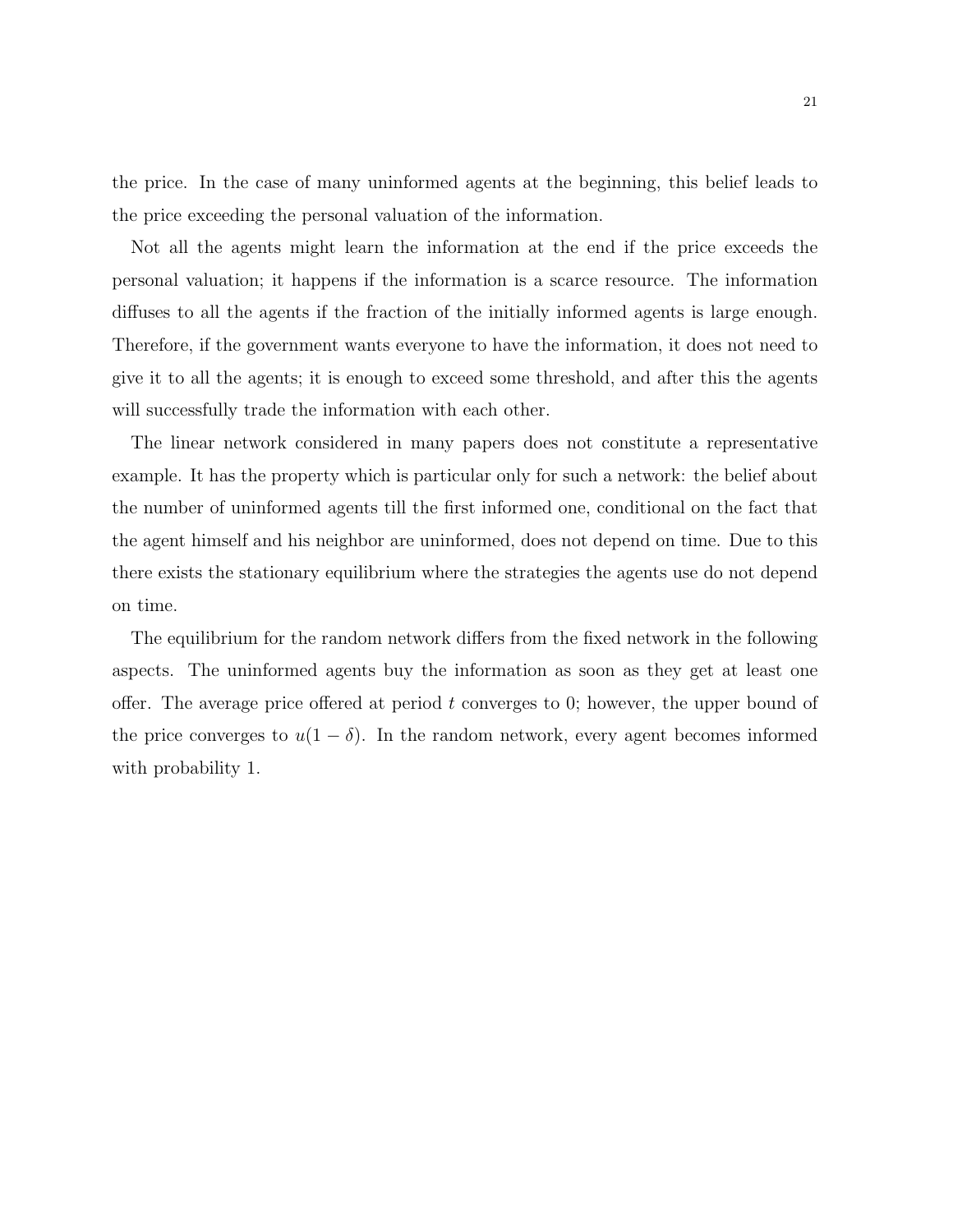the price. In the case of many uninformed agents at the beginning, this belief leads to the price exceeding the personal valuation of the information.

Not all the agents might learn the information at the end if the price exceeds the personal valuation; it happens if the information is a scarce resource. The information diffuses to all the agents if the fraction of the initially informed agents is large enough. Therefore, if the government wants everyone to have the information, it does not need to give it to all the agents; it is enough to exceed some threshold, and after this the agents will successfully trade the information with each other.

The linear network considered in many papers does not constitute a representative example. It has the property which is particular only for such a network: the belief about the number of uninformed agents till the first informed one, conditional on the fact that the agent himself and his neighbor are uninformed, does not depend on time. Due to this there exists the stationary equilibrium where the strategies the agents use do not depend on time.

The equilibrium for the random network differs from the fixed network in the following aspects. The uninformed agents buy the information as soon as they get at least one offer. The average price offered at period $t$ converges to 0; however, the upper bound of the price converges to $u(1-\delta)$. In the random network, every agent becomes informed with probability 1.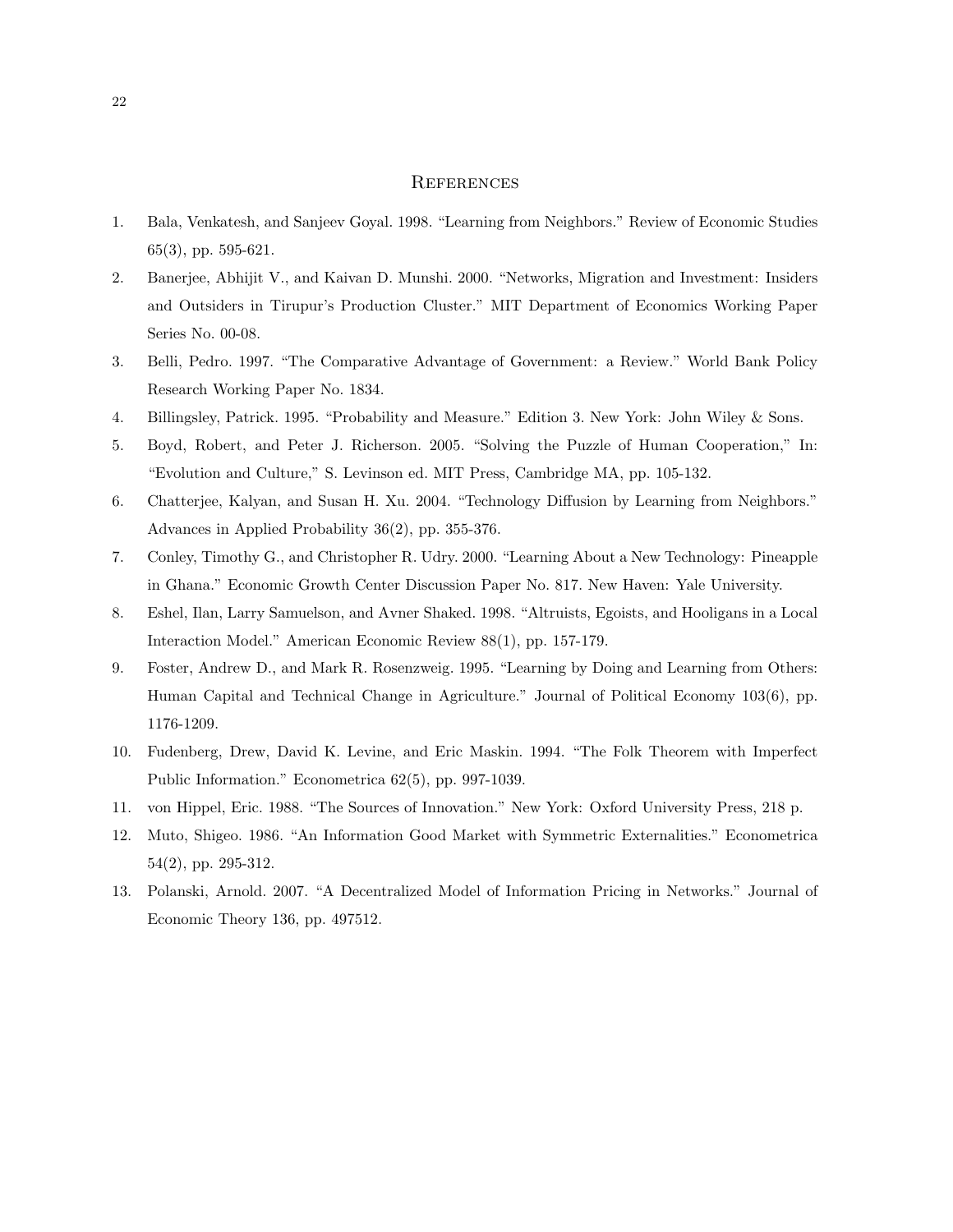# References

1. Bala, Venkatesh, and Sanjeev Goyal. 1998. "Learning from Neighbors." Review of Economic Studies 65(3), pp. 595-621.
2. Banerjee, Abhijit V., and Kaivan D. Munshi. 2000. "Networks, Migration and Investment: Insiders and Outsiders in Tirupur's Production Cluster." MIT Department of Economics Working Paper Series No. 00-08.
3. Belli, Pedro. 1997. "The Comparative Advantage of Government: a Review." World Bank Policy Research Working Paper No. 1834.
4. Billingsley, Patrick. 1995. "Probability and Measure." Edition 3. New York: John Wiley & Sons.
5. Boyd, Robert, and Peter J. Richerson. 2005. "Solving the Puzzle of Human Cooperation," In: "Evolution and Culture," S. Levinson ed. MIT Press, Cambridge MA, pp. 105-132.
6. Chatterjee, Kalyan, and Susan H. Xu. 2004. "Technology Diffusion by Learning from Neighbors." Advances in Applied Probability 36(2), pp. 355-376.
7. Conley, Timothy G., and Christopher R. Udry. 2000. "Learning About a New Technology: Pineapple in Ghana." Economic Growth Center Discussion Paper No. 817. New Haven: Yale University.
8. Eshel, Ilan, Larry Samuelson, and Avner Shaked. 1998. "Altruists, Egoists, and Hooligans in a Local Interaction Model." American Economic Review 88(1), pp. 157-179.
9. Foster, Andrew D., and Mark R. Rosenzweig. 1995. "Learning by Doing and Learning from Others: Human Capital and Technical Change in Agriculture." Journal of Political Economy 103(6), pp. 1176-1209.
10. Fudenberg, Drew, David K. Levine, and Eric Maskin. 1994. "The Folk Theorem with Imperfect Public Information." Econometrica 62(5), pp. 997-1039.
11. von Hippel, Eric. 1988. "The Sources of Innovation." New York: Oxford University Press, 218 p.
12. Muto, Shigeo. 1986. "An Information Good Market with Symmetric Externalities." Econometrica 54(2), pp. 295-312.
13. Polanski, Arnold. 2007. "A Decentralized Model of Information Pricing in Networks." Journal of Economic Theory 136, pp. 497512.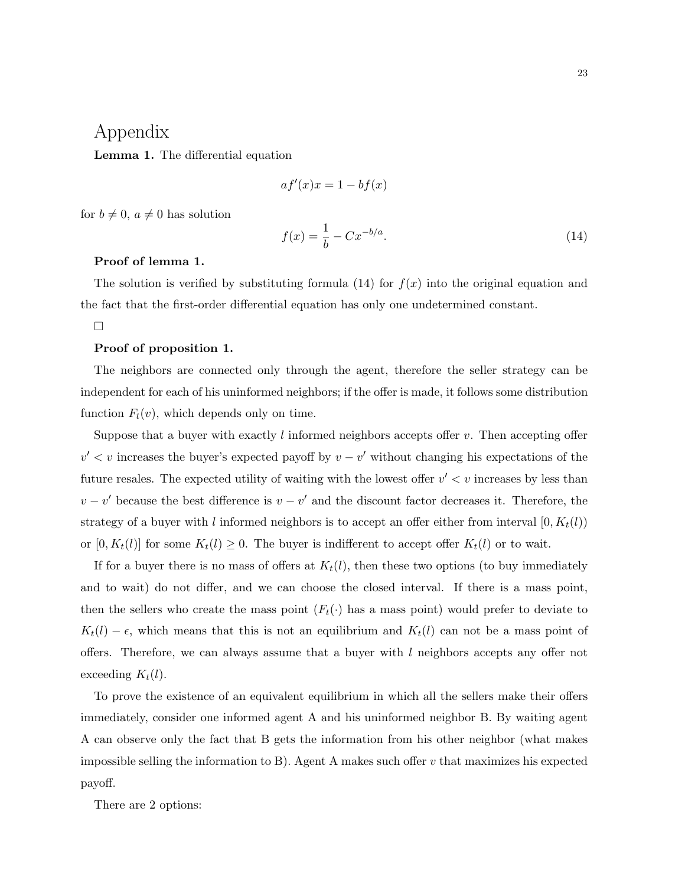# Appendix

**Lemma 1.** The differential equation

$$af'(x)x = 1 - bf(x)$$

for $b \neq 0$, $a \neq 0$ has solution

$$f(x) = \frac{1}{b} - Cx^{-b/a}. \tag{14}$$

**Proof of lemma 1.**

The solution is verified by substituting formula (14) for $f(x)$ into the original equation and the fact that the first-order differential equation has only one undetermined constant.

□

**Proof of proposition 1.**

The neighbors are connected only through the agent, therefore the seller strategy can be independent for each of his uninformed neighbors; if the offer is made, it follows some distribution function $F_t(v)$, which depends only on time.

Suppose that a buyer with exactly $l$ informed neighbors accepts offer $v$. Then accepting offer $v' < v$ increases the buyer's expected payoff by $v - v'$ without changing his expectations of the future resales. The expected utility of waiting with the lowest offer $v' < v$ increases by less than $v - v'$ because the best difference is $v - v'$ and the discount factor decreases it. Therefore, the strategy of a buyer with $l$ informed neighbors is to accept an offer either from interval $[0, K_t(l))$ or $[0, K_t(l)]$ for some $K_t(l) \geq 0$. The buyer is indifferent to accept offer $K_t(l)$ or to wait.

If for a buyer there is no mass of offers at $K_t(l)$, then these two options (to buy immediately and to wait) do not differ, and we can choose the closed interval. If there is a mass point, then the sellers who create the mass point ($F_t(\cdot)$ has a mass point) would prefer to deviate to $K_t(l) - \epsilon$, which means that this is not an equilibrium and $K_t(l)$ can not be a mass point of offers. Therefore, we can always assume that a buyer with $l$ neighbors accepts any offer not exceeding $K_t(l)$.

To prove the existence of an equivalent equilibrium in which all the sellers make their offers immediately, consider one informed agent A and his uninformed neighbor B. By waiting agent A can observe only the fact that B gets the information from his other neighbor (what makes impossible selling the information to B). Agent A makes such offer $v$ that maximizes his expected payoff.

There are 2 options: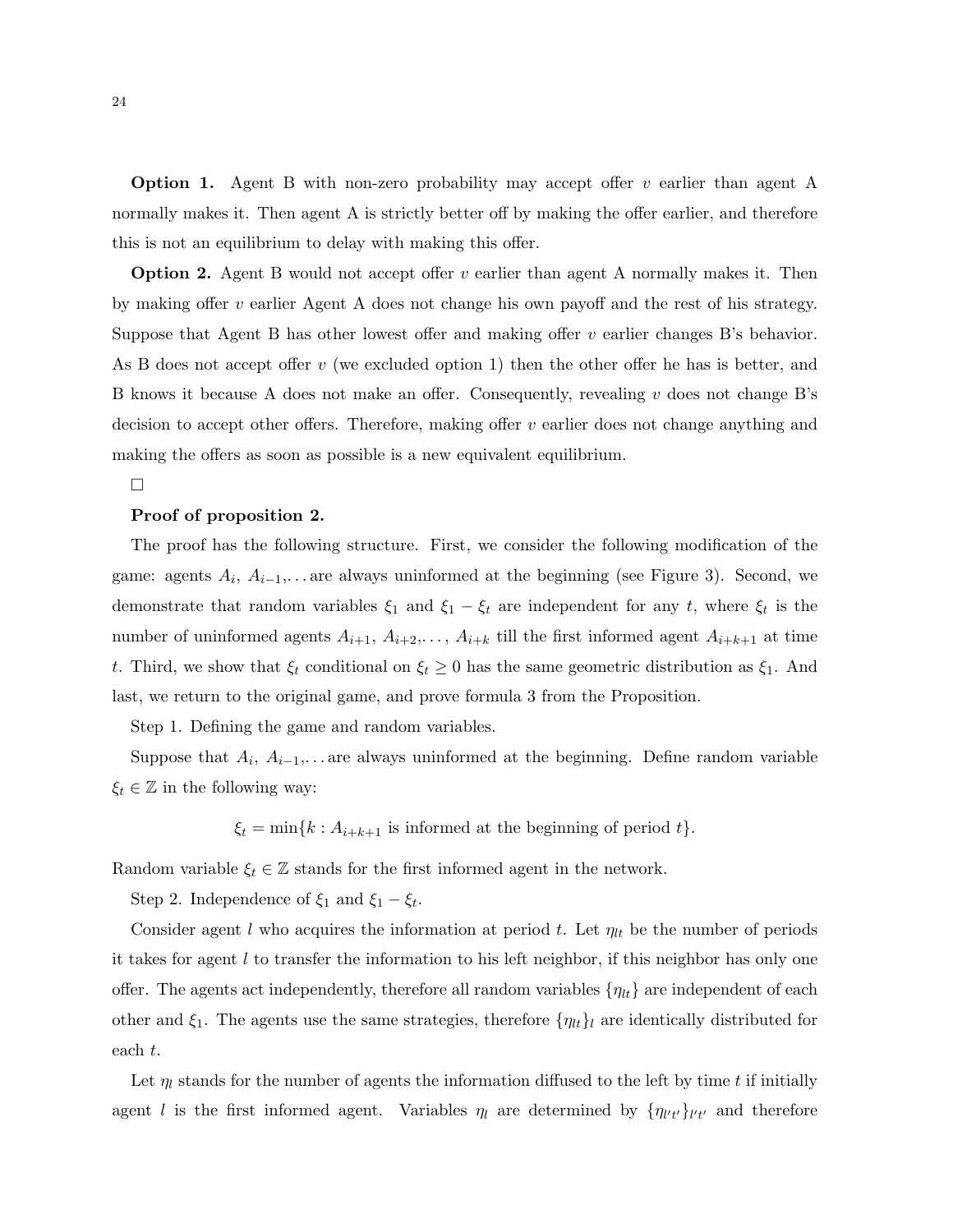**Option 1.** Agent B with non-zero probability may accept offer $v$ earlier than agent A normally makes it. Then agent A is strictly better off by making the offer earlier, and therefore this is not an equilibrium to delay with making this offer.

**Option 2.** Agent B would not accept offer $v$ earlier than agent A normally makes it. Then by making offer $v$ earlier Agent A does not change his own payoff and the rest of his strategy. Suppose that Agent B has other lowest offer and making offer $v$ earlier changes B's behavior. As B does not accept offer $v$ (we excluded option 1) then the other offer he has is better, and B knows it because A does not make an offer. Consequently, revealing $v$ does not change B's decision to accept other offers. Therefore, making offer $v$ earlier does not change anything and making the offers as soon as possible is a new equivalent equilibrium.

□

**Proof of proposition 2.**

The proof has the following structure. First, we consider the following modification of the game: agents $A_i$, $A_{i-1}$,... are always uninformed at the beginning (see Figure 3). Second, we demonstrate that random variables $\xi_1$ and $\xi_1 - \xi_t$ are independent for any $t$, where $\xi_t$ is the number of uninformed agents $A_{i+1}$, $A_{i+2}$,..., $A_{i+k}$ till the first informed agent $A_{i+k+1}$ at time $t$. Third, we show that $\xi_t$ conditional on $\xi_t \geq 0$ has the same geometric distribution as $\xi_1$. And last, we return to the original game, and prove formula 3 from the Proposition.

Step 1. Defining the game and random variables.

Suppose that $A_i$, $A_{i-1}$,... are always uninformed at the beginning. Define random variable $\xi_t \in \mathbb{Z}$ in the following way:

$$\xi_t = \min\{k : A_{i+k+1} \text{ is informed at the beginning of period } t\}.$$

Random variable $\xi_t \in \mathbb{Z}$ stands for the first informed agent in the network.

Step 2. Independence of $\xi_1$ and $\xi_1 - \xi_t$.

Consider agent $l$ who acquires the information at period $t$. Let $\eta_{lt}$ be the number of periods it takes for agent $l$ to transfer the information to his left neighbor, if this neighbor has only one offer. The agents act independently, therefore all random variables $\{\eta_{lt}\}$ are independent of each other and $\xi_1$. The agents use the same strategies, therefore $\{\eta_{lt}\}_l$ are identically distributed for each $t$.

Let $\eta_l$ stands for the number of agents the information diffused to the left by time $t$ if initially agent $l$ is the first informed agent. Variables $\eta_l$ are determined by $\{\eta_{l't'}\}_{l't'}$ and therefore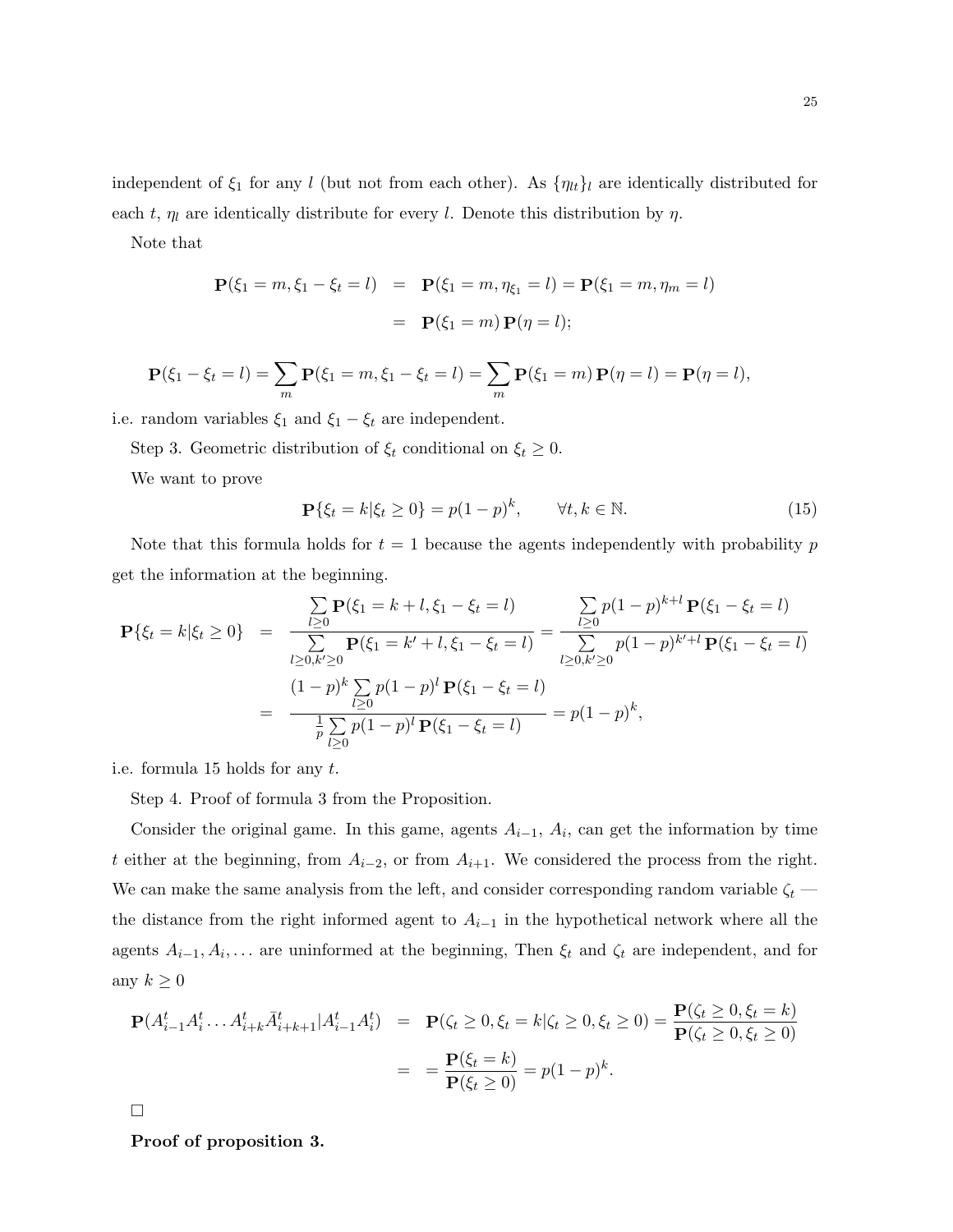independent of $\xi_1$ for any $l$ (but not from each other). As $\{\eta_{lt}\}_l$ are identically distributed for each $t$, $\eta_l$ are identically distribute for every $l$. Denote this distribution by $\eta$.

Note that

$$
\begin{aligned}
\mathbf{P}(\xi_1 = m, \xi_1 - \xi_t = l) &= \mathbf{P}(\xi_1 = m, \eta_{\xi_1} = l) = \mathbf{P}(\xi_1 = m, \eta_m = l) \\
&= \mathbf{P}(\xi_1 = m)\, \mathbf{P}(\eta = l);
\end{aligned}
$$

$$
\mathbf{P}(\xi_1 - \xi_t = l) = \sum_m \mathbf{P}(\xi_1 = m, \xi_1 - \xi_t = l) = \sum_m \mathbf{P}(\xi_1 = m)\, \mathbf{P}(\eta = l) = \mathbf{P}(\eta = l),
$$

i.e. random variables $\xi_1$ and $\xi_1 - \xi_t$ are independent.

Step 3. Geometric distribution of $\xi_t$ conditional on $\xi_t \geq 0$.

We want to prove

$$
\mathbf{P}\{\xi_t = k | \xi_t \geq 0\} = p(1-p)^k, \qquad \forall t, k \in \mathbb{N}. \tag{15}
$$

Note that this formula holds for $t = 1$ because the agents independently with probability $p$ get the information at the beginning.

$$
\begin{aligned}
\mathbf{P}\{\xi_t = k | \xi_t \geq 0\} &= \frac{\sum\limits_{l \geq 0} \mathbf{P}(\xi_1 = k + l, \xi_1 - \xi_t = l)}{\sum\limits_{l \geq 0, k' \geq 0} \mathbf{P}(\xi_1 = k' + l, \xi_1 - \xi_t = l)} = \frac{\sum\limits_{l \geq 0} p(1-p)^{k+l}\, \mathbf{P}(\xi_1 - \xi_t = l)}{\sum\limits_{l \geq 0, k' \geq 0} p(1-p)^{k'+l}\, \mathbf{P}(\xi_1 - \xi_t = l)} \\
&= \frac{(1-p)^k \sum\limits_{l \geq 0} p(1-p)^l\, \mathbf{P}(\xi_1 - \xi_t = l)}{\frac{1}{p} \sum\limits_{l \geq 0} p(1-p)^l\, \mathbf{P}(\xi_1 - \xi_t = l)} = p(1-p)^k,
\end{aligned}
$$

i.e. formula 15 holds for any $t$.

Step 4. Proof of formula 3 from the Proposition.

Consider the original game. In this game, agents $A_{i-1}$, $A_i$, can get the information by time $t$ either at the beginning, from $A_{i-2}$, or from $A_{i+1}$. We considered the process from the right. We can make the same analysis from the left, and consider corresponding random variable $\zeta_t$ — the distance from the right informed agent to $A_{i-1}$ in the hypothetical network where all the agents $A_{i-1}, A_i, \ldots$ are uninformed at the beginning, Then $\xi_t$ and $\zeta_t$ are independent, and for any $k \geq 0$

$$
\begin{aligned}
\mathbf{P}(A^t_{i-1} A^t_i \ldots A^t_{i+k} \bar{A}^t_{i+k+1} | A^t_{i-1} A^t_i) &= \mathbf{P}(\zeta_t \geq 0, \xi_t = k | \zeta_t \geq 0, \xi_t \geq 0) = \frac{\mathbf{P}(\zeta_t \geq 0, \xi_t = k)}{\mathbf{P}(\zeta_t \geq 0, \xi_t \geq 0)} \\
&= = \frac{\mathbf{P}(\xi_t = k)}{\mathbf{P}(\xi_t \geq 0)} = p(1-p)^k.
\end{aligned}
$$

□

**Proof of proposition 3.**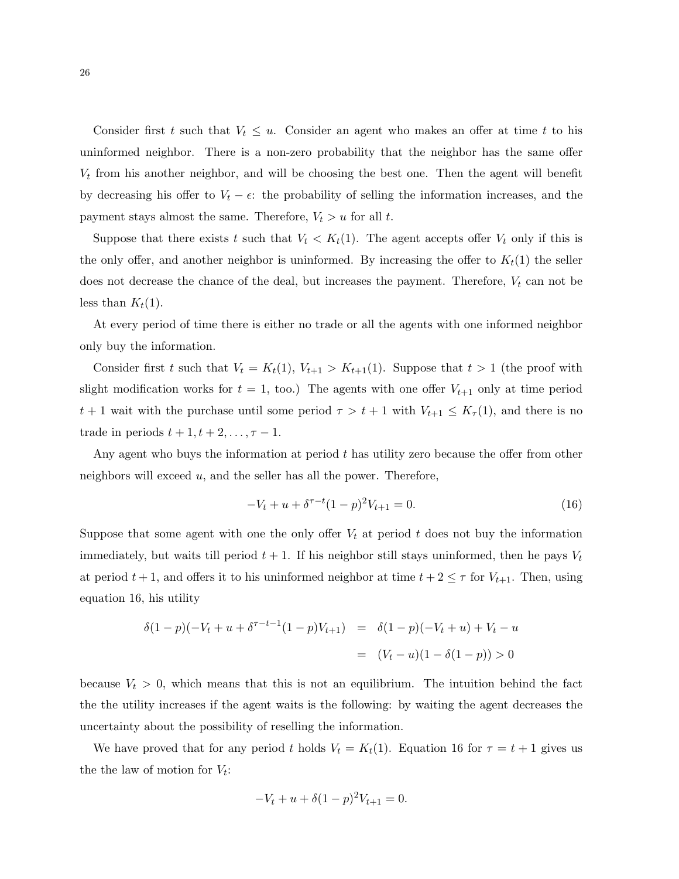Consider first $t$ such that $V_t \leq u$. Consider an agent who makes an offer at time $t$ to his uninformed neighbor. There is a non-zero probability that the neighbor has the same offer $V_t$ from his another neighbor, and will be choosing the best one. Then the agent will benefit by decreasing his offer to $V_t - \epsilon$: the probability of selling the information increases, and the payment stays almost the same. Therefore, $V_t > u$ for all $t$.

Suppose that there exists $t$ such that $V_t < K_t(1)$. The agent accepts offer $V_t$ only if this is the only offer, and another neighbor is uninformed. By increasing the offer to $K_t(1)$ the seller does not decrease the chance of the deal, but increases the payment. Therefore, $V_t$ can not be less than $K_t(1)$.

At every period of time there is either no trade or all the agents with one informed neighbor only buy the information.

Consider first $t$ such that $V_t = K_t(1)$, $V_{t+1} > K_{t+1}(1)$. Suppose that $t > 1$ (the proof with slight modification works for $t = 1$, too.) The agents with one offer $V_{t+1}$ only at time period $t + 1$ wait with the purchase until some period $\tau > t + 1$ with $V_{t+1} \leq K_\tau(1)$, and there is no trade in periods $t + 1, t + 2, \ldots, \tau - 1$.

Any agent who buys the information at period $t$ has utility zero because the offer from other neighbors will exceed $u$, and the seller has all the power. Therefore,

$$-V_t + u + \delta^{\tau-t}(1-p)^2 V_{t+1} = 0. \tag{16}$$

Suppose that some agent with one the only offer $V_t$ at period $t$ does not buy the information immediately, but waits till period $t + 1$. If his neighbor still stays uninformed, then he pays $V_t$ at period $t + 1$, and offers it to his uninformed neighbor at time $t + 2 \leq \tau$ for $V_{t+1}$. Then, using equation 16, his utility

$$\begin{aligned}
\delta(1-p)(-V_t + u + \delta^{\tau-t-1}(1-p)V_{t+1}) &= \delta(1-p)(-V_t + u) + V_t - u \\
&= (V_t - u)(1 - \delta(1-p)) > 0
\end{aligned}$$

because $V_t > 0$, which means that this is not an equilibrium. The intuition behind the fact the the utility increases if the agent waits is the following: by waiting the agent decreases the uncertainty about the possibility of reselling the information.

We have proved that for any period $t$ holds $V_t = K_t(1)$. Equation 16 for $\tau = t + 1$ gives us the the law of motion for $V_t$:

$$-V_t + u + \delta(1-p)^2 V_{t+1} = 0.$$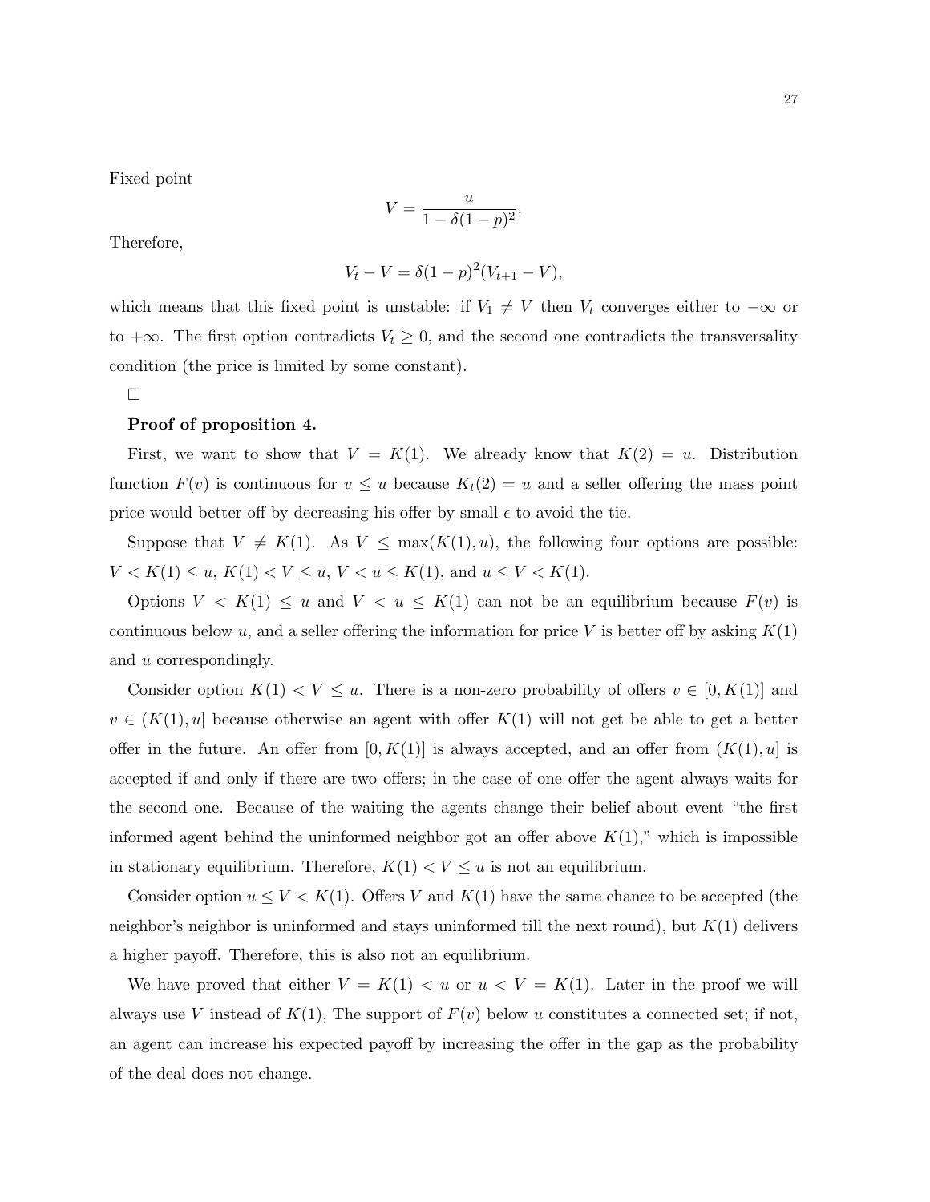Fixed point

$$V = \frac{u}{1 - \delta(1-p)^2}.$$

Therefore,

$$V_t - V = \delta(1-p)^2(V_{t+1} - V),$$

which means that this fixed point is unstable: if $V_1 \neq V$ then $V_t$ converges either to $-\infty$ or to $+\infty$. The first option contradicts $V_t \geq 0$, and the second one contradicts the transversality condition (the price is limited by some constant).

□

**Proof of proposition 4.**

First, we want to show that $V = K(1)$. We already know that $K(2) = u$. Distribution function $F(v)$ is continuous for $v \leq u$ because $K_t(2) = u$ and a seller offering the mass point price would better off by decreasing his offer by small $\epsilon$ to avoid the tie.

Suppose that $V \neq K(1)$. As $V \leq \max(K(1), u)$, the following four options are possible: $V < K(1) \leq u$, $K(1) < V \leq u$, $V < u \leq K(1)$, and $u \leq V < K(1)$.

Options $V < K(1) \leq u$ and $V < u \leq K(1)$ can not be an equilibrium because $F(v)$ is continuous below $u$, and a seller offering the information for price $V$ is better off by asking $K(1)$ and $u$ correspondingly.

Consider option $K(1) < V \leq u$. There is a non-zero probability of offers $v \in [0, K(1)]$ and $v \in (K(1), u]$ because otherwise an agent with offer $K(1)$ will not get be able to get a better offer in the future. An offer from $[0, K(1)]$ is always accepted, and an offer from $(K(1), u]$ is accepted if and only if there are two offers; in the case of one offer the agent always waits for the second one. Because of the waiting the agents change their belief about event "the first informed agent behind the uninformed neighbor got an offer above $K(1)$," which is impossible in stationary equilibrium. Therefore, $K(1) < V \leq u$ is not an equilibrium.

Consider option $u \leq V < K(1)$. Offers $V$ and $K(1)$ have the same chance to be accepted (the neighbor's neighbor is uninformed and stays uninformed till the next round), but $K(1)$ delivers a higher payoff. Therefore, this is also not an equilibrium.

We have proved that either $V = K(1) < u$ or $u < V = K(1)$. Later in the proof we will always use $V$ instead of $K(1)$, The support of $F(v)$ below $u$ constitutes a connected set; if not, an agent can increase his expected payoff by increasing the offer in the gap as the probability of the deal does not change.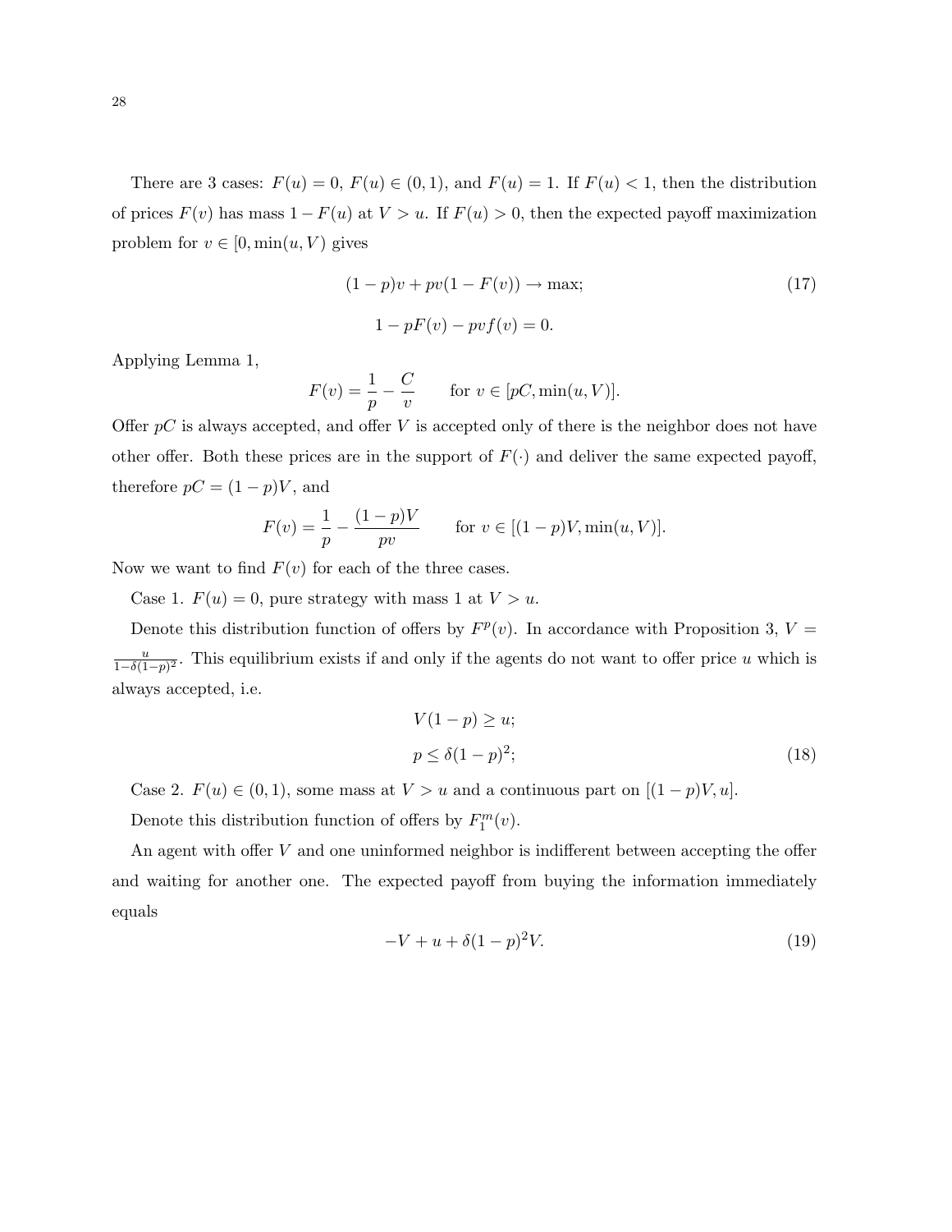There are 3 cases: $F(u) = 0$, $F(u) \in (0, 1)$, and $F(u) = 1$. If $F(u) < 1$, then the distribution of prices $F(v)$ has mass $1 - F(u)$ at $V > u$. If $F(u) > 0$, then the expected payoff maximization problem for $v \in [0, \min(u, V)$ gives

$$(1-p)v + pv(1 - F(v)) \to \max; \tag{17}$$

$$1 - pF(v) - pvf(v) = 0.$$

Applying Lemma 1,

$$F(v) = \frac{1}{p} - \frac{C}{v} \qquad \text{for } v \in [pC, \min(u, V)].$$

Offer $pC$ is always accepted, and offer $V$ is accepted only of there is the neighbor does not have other offer. Both these prices are in the support of $F(\cdot)$ and deliver the same expected payoff, therefore $pC = (1-p)V$, and

$$F(v) = \frac{1}{p} - \frac{(1-p)V}{pv} \qquad \text{for } v \in [(1-p)V, \min(u, V)].$$

Now we want to find $F(v)$ for each of the three cases.

Case 1. $F(u) = 0$, pure strategy with mass 1 at $V > u$.

Denote this distribution function of offers by $F^p(v)$. In accordance with Proposition 3, $V = \frac{u}{1-\delta(1-p)^2}$. This equilibrium exists if and only if the agents do not want to offer price $u$ which is always accepted, i.e.

$$V(1-p) \geq u;$$

$$p \leq \delta(1-p)^2; \tag{18}$$

Case 2. $F(u) \in (0, 1)$, some mass at $V > u$ and a continuous part on $[(1-p)V, u]$.

Denote this distribution function of offers by $F_1^m(v)$.

An agent with offer $V$ and one uninformed neighbor is indifferent between accepting the offer and waiting for another one. The expected payoff from buying the information immediately equals

$$-V + u + \delta(1-p)^2 V. \tag{19}$$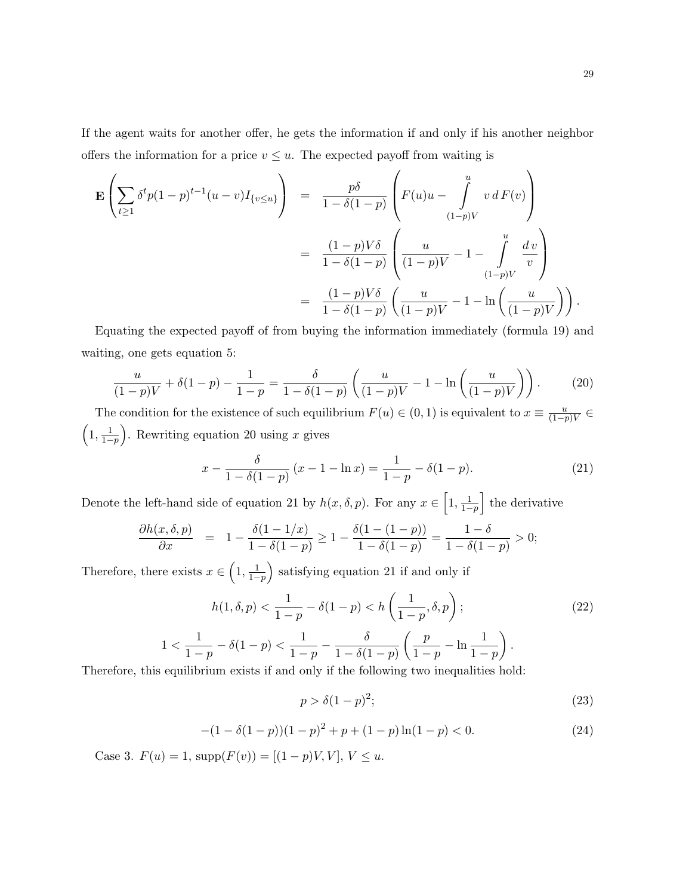If the agent waits for another offer, he gets the information if and only if his another neighbor offers the information for a price $v \leq u$. The expected payoff from waiting is

$$
\begin{aligned}
\mathbf{E}\left(\sum_{t\geq 1} \delta^t p(1-p)^{t-1}(u-v)I_{\{v\leq u\}}\right) &= \frac{p\delta}{1-\delta(1-p)}\left(F(u)u - \int_{(1-p)V}^{u} v\, dF(v)\right) \\
&= \frac{(1-p)V\delta}{1-\delta(1-p)}\left(\frac{u}{(1-p)V} - 1 - \int_{(1-p)V}^{u} \frac{dv}{v}\right) \\
&= \frac{(1-p)V\delta}{1-\delta(1-p)}\left(\frac{u}{(1-p)V} - 1 - \ln\left(\frac{u}{(1-p)V}\right)\right).
\end{aligned}
$$

Equating the expected payoff of from buying the information immediately (formula 19) and waiting, one gets equation 5:

$$
\frac{u}{(1-p)V} + \delta(1-p) - \frac{1}{1-p} = \frac{\delta}{1-\delta(1-p)}\left(\frac{u}{(1-p)V} - 1 - \ln\left(\frac{u}{(1-p)V}\right)\right). \tag{20}
$$

The condition for the existence of such equilibrium $F(u) \in (0,1)$ is equivalent to $x \equiv \frac{u}{(1-p)V} \in \left(1, \frac{1}{1-p}\right)$. Rewriting equation 20 using $x$ gives

$$
x - \frac{\delta}{1-\delta(1-p)}\left(x - 1 - \ln x\right) = \frac{1}{1-p} - \delta(1-p). \tag{21}
$$

Denote the left-hand side of equation 21 by $h(x,\delta,p)$. For any $x \in \left[1, \frac{1}{1-p}\right]$ the derivative

$$
\frac{\partial h(x,\delta,p)}{\partial x} = 1 - \frac{\delta(1-1/x)}{1-\delta(1-p)} \geq 1 - \frac{\delta(1-(1-p))}{1-\delta(1-p)} = \frac{1-\delta}{1-\delta(1-p)} > 0;
$$

Therefore, there exists $x \in \left(1, \frac{1}{1-p}\right)$ satisfying equation 21 if and only if

$$
h(1,\delta,p) < \frac{1}{1-p} - \delta(1-p) < h\left(\frac{1}{1-p},\delta,p\right); \tag{22}
$$

$$
1 < \frac{1}{1-p} - \delta(1-p) < \frac{1}{1-p} - \frac{\delta}{1-\delta(1-p)}\left(\frac{p}{1-p} - \ln\frac{1}{1-p}\right).
$$

Therefore, this equilibrium exists if and only if the following two inequalities hold:

$$
p > \delta(1-p)^2; \tag{23}
$$

$$
-(1-\delta(1-p))(1-p)^2 + p + (1-p)\ln(1-p) < 0. \tag{24}
$$

Case 3. $F(u) = 1$, $\mathrm{supp}(F(v)) = [(1-p)V, V]$, $V \leq u$.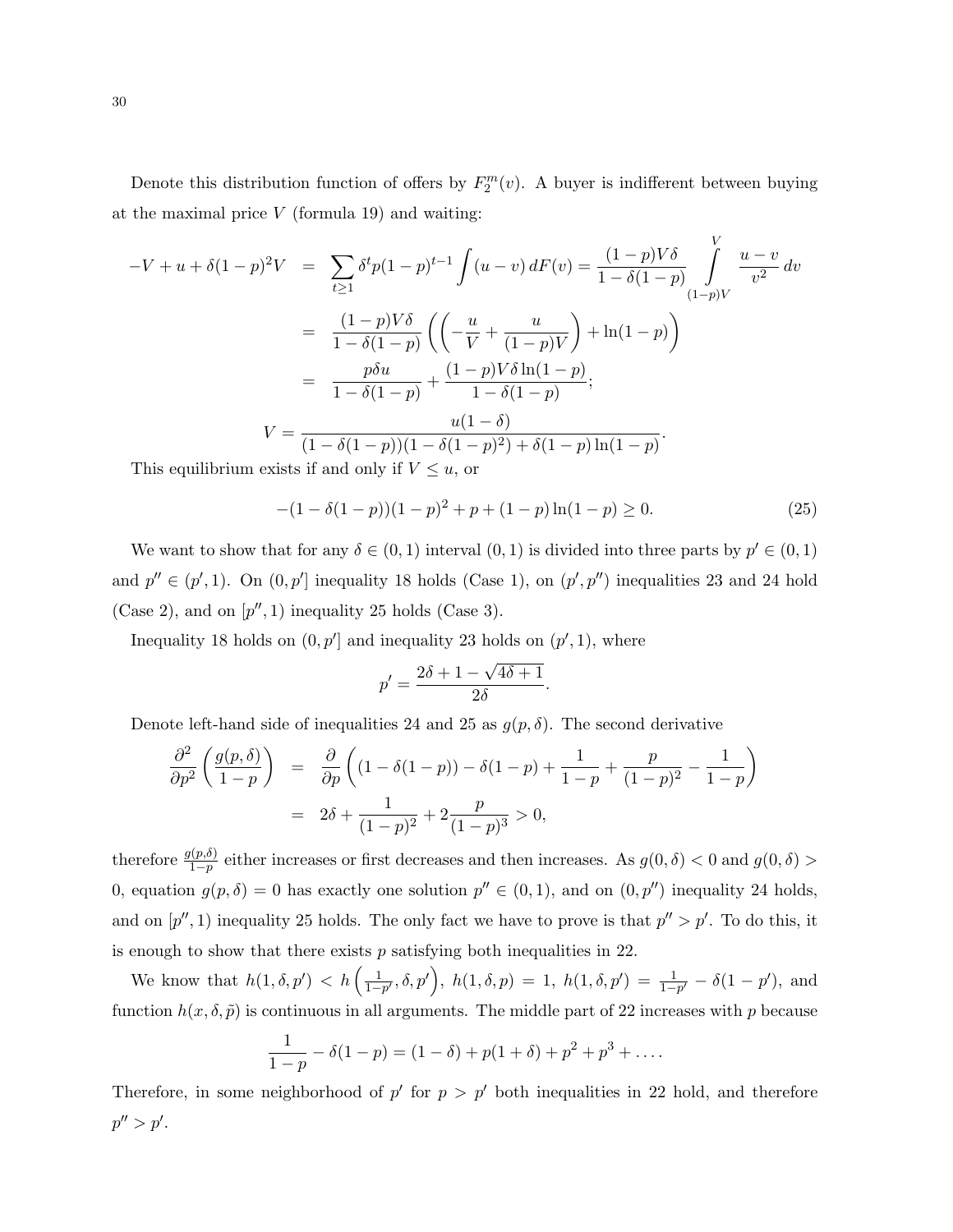Denote this distribution function of offers by $F_2^m(v)$. A buyer is indifferent between buying at the maximal price $V$ (formula 19) and waiting:

$$
\begin{aligned}
-V + u + \delta(1-p)^2 V &= \sum_{t \geq 1} \delta^t p (1-p)^{t-1} \int (u - v)\, dF(v) = \frac{(1-p)V\delta}{1-\delta(1-p)} \int\limits_{(1-p)V}^{V} \frac{u-v}{v^2}\, dv \\
&= \frac{(1-p)V\delta}{1-\delta(1-p)} \left( \left( -\frac{u}{V} + \frac{u}{(1-p)V} \right) + \ln(1-p) \right) \\
&= \frac{p\delta u}{1-\delta(1-p)} + \frac{(1-p)V\delta \ln(1-p)}{1-\delta(1-p)}; \\
V = \; & \frac{u(1-\delta)}{(1-\delta(1-p))(1-\delta(1-p)^2) + \delta(1-p)\ln(1-p)}.
\end{aligned}
$$

This equilibrium exists if and only if $V \leq u$, or

$$
-(1-\delta(1-p))(1-p)^2 + p + (1-p)\ln(1-p) \geq 0. \tag{25}
$$

We want to show that for any $\delta \in (0,1)$ interval $(0,1)$ is divided into three parts by $p' \in (0,1)$ and $p'' \in (p',1)$. On $(0,p']$ inequality 18 holds (Case 1), on $(p',p'')$ inequalities 23 and 24 hold (Case 2), and on $[p'',1)$ inequality 25 holds (Case 3).

Inequality 18 holds on $(0,p']$ and inequality 23 holds on $(p',1)$, where

$$
p' = \frac{2\delta + 1 - \sqrt{4\delta+1}}{2\delta}.
$$

Denote left-hand side of inequalities 24 and 25 as $g(p,\delta)$. The second derivative

$$
\begin{aligned}
\frac{\partial^2}{\partial p^2}\left(\frac{g(p,\delta)}{1-p}\right) &= \frac{\partial}{\partial p}\left( (1-\delta(1-p)) - \delta(1-p) + \frac{1}{1-p} + \frac{p}{(1-p)^2} - \frac{1}{1-p} \right) \\
&= 2\delta + \frac{1}{(1-p)^2} + 2\frac{p}{(1-p)^3} > 0,
\end{aligned}
$$

therefore $\frac{g(p,\delta)}{1-p}$ either increases or first decreases and then increases. As $g(0,\delta) < 0$ and $g(0,\delta) > 0$, equation $g(p,\delta) = 0$ has exactly one solution $p'' \in (0,1)$, and on $(0,p'')$ inequality 24 holds, and on $[p'',1)$ inequality 25 holds. The only fact we have to prove is that $p'' > p'$. To do this, it is enough to show that there exists $p$ satisfying both inequalities in 22.

We know that $h(1,\delta,p') < h\left(\frac{1}{1-p'},\delta,p'\right)$, $h(1,\delta,p) = 1$, $h(1,\delta,p') = \frac{1}{1-p'} - \delta(1-p')$, and function $h(x,\delta,\tilde{p})$ is continuous in all arguments. The middle part of 22 increases with $p$ because

$$
\frac{1}{1-p} - \delta(1-p) = (1-\delta) + p(1+\delta) + p^2 + p^3 + \ldots.
$$

Therefore, in some neighborhood of $p'$ for $p > p'$ both inequalities in 22 hold, and therefore $p'' > p'$.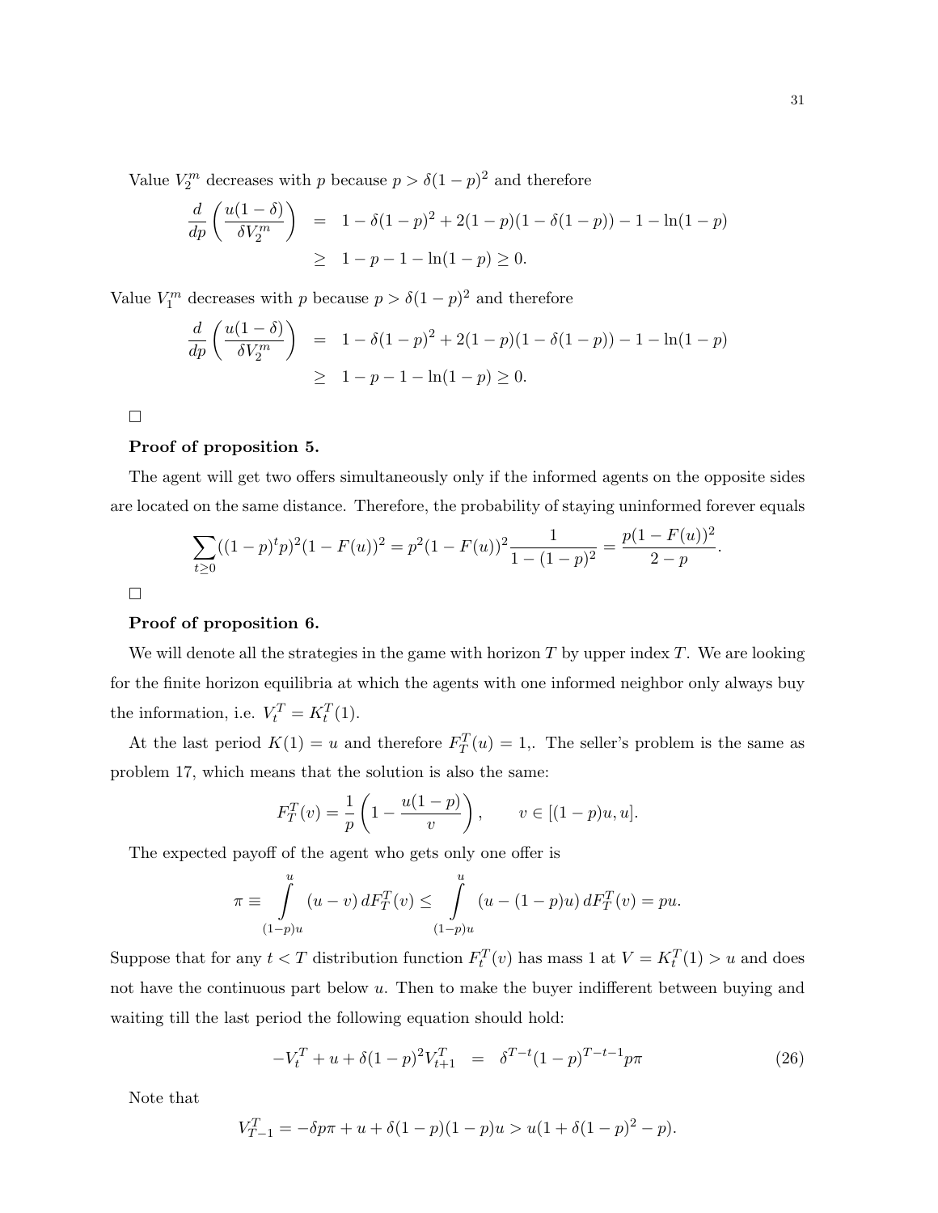Value $V_2^m$ decreases with $p$ because $p > \delta(1-p)^2$ and therefore

$$
\begin{aligned}
\frac{d}{dp}\left(\frac{u(1-\delta)}{\delta V_2^m}\right) &= 1 - \delta(1-p)^2 + 2(1-p)(1-\delta(1-p)) - 1 - \ln(1-p) \\
&\geq 1 - p - 1 - \ln(1-p) \geq 0.
\end{aligned}
$$

Value $V_1^m$ decreases with $p$ because $p > \delta(1-p)^2$ and therefore

$$
\begin{aligned}
\frac{d}{dp}\left(\frac{u(1-\delta)}{\delta V_2^m}\right) &= 1 - \delta(1-p)^2 + 2(1-p)(1-\delta(1-p)) - 1 - \ln(1-p) \\
&\geq 1 - p - 1 - \ln(1-p) \geq 0.
\end{aligned}
$$

□

**Proof of proposition 5.**

The agent will get two offers simultaneously only if the informed agents on the opposite sides are located on the same distance. Therefore, the probability of staying uninformed forever equals

$$
\sum_{t\geq 0}((1-p)^t p)^2(1-F(u))^2 = p^2(1-F(u))^2 \frac{1}{1-(1-p)^2} = \frac{p(1-F(u))^2}{2-p}.
$$

□

**Proof of proposition 6.**

We will denote all the strategies in the game with horizon $T$ by upper index $T$. We are looking for the finite horizon equilibria at which the agents with one informed neighbor only always buy the information, i.e. $V_t^T = K_t^T(1)$.

At the last period $K(1) = u$ and therefore $F_T^T(u) = 1$,. The seller's problem is the same as problem 17, which means that the solution is also the same:

$$
F_T^T(v) = \frac{1}{p}\left(1 - \frac{u(1-p)}{v}\right), \qquad v \in [(1-p)u, u].
$$

The expected payoff of the agent who gets only one offer is

$$
\pi \equiv \int_{(1-p)u}^{u} (u-v)\, dF_T^T(v) \leq \int_{(1-p)u}^{u} (u-(1-p)u)\, dF_T^T(v) = pu.
$$

Suppose that for any $t < T$ distribution function $F_t^T(v)$ has mass 1 at $V = K_t^T(1) > u$ and does not have the continuous part below $u$. Then to make the buyer indifferent between buying and waiting till the last period the following equation should hold:

$$
-V_t^T + u + \delta(1-p)^2 V_{t+1}^T = \delta^{T-t}(1-p)^{T-t-1} p\pi \tag{26}
$$

Note that

$$
V_{T-1}^T = -\delta p\pi + u + \delta(1-p)(1-p)u > u(1 + \delta(1-p)^2 - p).
$$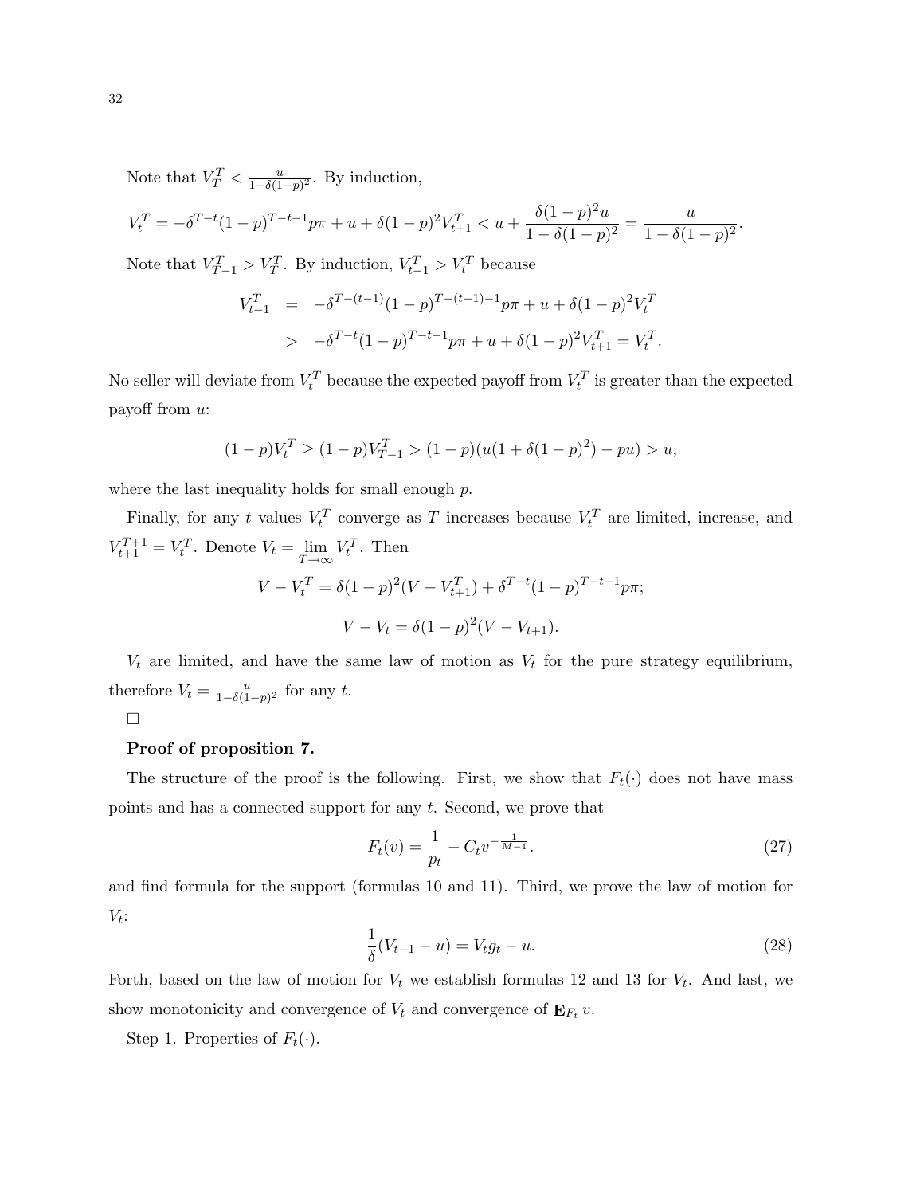Note that $V_T^T < \frac{u}{1-\delta(1-p)^2}$. By induction,

$$V_t^T = -\delta^{T-t}(1-p)^{T-t-1}p\pi + u + \delta(1-p)^2 V_{t+1}^T < u + \frac{\delta(1-p)^2 u}{1-\delta(1-p)^2} = \frac{u}{1-\delta(1-p)^2}.$$

Note that $V_{T-1}^T > V_T^T$. By induction, $V_{t-1}^T > V_t^T$ because

$$\begin{aligned} V_{t-1}^T &= -\delta^{T-(t-1)}(1-p)^{T-(t-1)-1}p\pi + u + \delta(1-p)^2 V_t^T \\ &> -\delta^{T-t}(1-p)^{T-t-1}p\pi + u + \delta(1-p)^2 V_{t+1}^T = V_t^T. \end{aligned}$$

No seller will deviate from $V_t^T$ because the expected payoff from $V_t^T$ is greater than the expected payoff from $u$:

$$(1-p)V_t^T \geq (1-p)V_{T-1}^T > (1-p)(u(1+\delta(1-p)^2) - pu) > u,$$

where the last inequality holds for small enough $p$.

Finally, for any $t$ values $V_t^T$ converge as $T$ increases because $V_t^T$ are limited, increase, and $V_{t+1}^{T+1} = V_t^T$. Denote $V_t = \lim_{T \to \infty} V_t^T$. Then

$$V - V_t^T = \delta(1-p)^2(V - V_{t+1}^T) + \delta^{T-t}(1-p)^{T-t-1}p\pi;$$

$$V - V_t = \delta(1-p)^2(V - V_{t+1}).$$

$V_t$ are limited, and have the same law of motion as $V_t$ for the pure strategy equilibrium, therefore $V_t = \frac{u}{1-\delta(1-p)^2}$ for any $t$.

□

**Proof of proposition 7.**

The structure of the proof is the following. First, we show that $F_t(\cdot)$ does not have mass points and has a connected support for any $t$. Second, we prove that

$$F_t(v) = \frac{1}{p_t} - C_t v^{-\frac{1}{M-1}}. \tag{27}$$

and find formula for the support (formulas 10 and 11). Third, we prove the law of motion for $V_t$:

$$\frac{1}{\delta}(V_{t-1} - u) = V_t g_t - u. \tag{28}$$

Forth, based on the law of motion for $V_t$ we establish formulas 12 and 13 for $V_t$. And last, we show monotonicity and convergence of $V_t$ and convergence of $\mathbf{E}_{F_t} v$.

Step 1. Properties of $F_t(\cdot)$.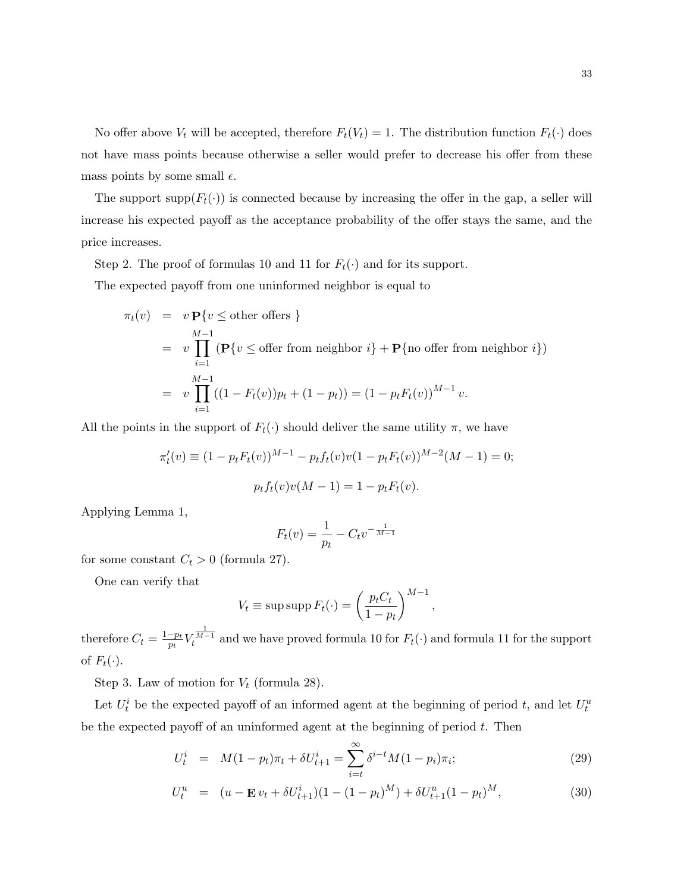No offer above $V_t$ will be accepted, therefore $F_t(V_t) = 1$. The distribution function $F_t(\cdot)$ does not have mass points because otherwise a seller would prefer to decrease his offer from these mass points by some small $\epsilon$.

The support $\text{supp}(F_t(\cdot))$ is connected because by increasing the offer in the gap, a seller will increase his expected payoff as the acceptance probability of the offer stays the same, and the price increases.

Step 2. The proof of formulas 10 and 11 for $F_t(\cdot)$ and for its support.

The expected payoff from one uninformed neighbor is equal to

$$
\begin{aligned}
\pi_t(v) &= v\, \mathbf{P}\{v \leq \text{other offers }\} \\
&= v \prod_{i=1}^{M-1} \left(\mathbf{P}\{v \leq \text{offer from neighbor } i\} + \mathbf{P}\{\text{no offer from neighbor } i\}\right) \\
&= v \prod_{i=1}^{M-1} \left((1 - F_t(v))p_t + (1 - p_t)\right) = \left(1 - p_t F_t(v)\right)^{M-1} v.
\end{aligned}
$$

All the points in the support of $F_t(\cdot)$ should deliver the same utility $\pi$, we have

$$
\pi_t'(v) \equiv (1 - p_t F_t(v))^{M-1} - p_t f_t(v) v (1 - p_t F_t(v))^{M-2}(M-1) = 0;
$$

$$
p_t f_t(v) v (M-1) = 1 - p_t F_t(v).
$$

Applying Lemma 1,

$$
F_t(v) = \frac{1}{p_t} - C_t v^{-\frac{1}{M-1}}
$$

for some constant $C_t > 0$ (formula 27).

One can verify that

$$
V_t \equiv \sup \text{supp}\, F_t(\cdot) = \left(\frac{p_t C_t}{1 - p_t}\right)^{M-1},
$$

therefore $C_t = \frac{1-p_t}{p_t} V_t^{\frac{1}{M-1}}$ and we have proved formula 10 for $F_t(\cdot)$ and formula 11 for the support of $F_t(\cdot)$.

Step 3. Law of motion for $V_t$ (formula 28).

Let $U_t^i$ be the expected payoff of an informed agent at the beginning of period $t$, and let $U_t^u$ be the expected payoff of an uninformed agent at the beginning of period $t$. Then

$$
U_t^i = M(1 - p_t)\pi_t + \delta U_{t+1}^i = \sum_{i=t}^{\infty} \delta^{i-t} M(1 - p_i)\pi_i; \tag{29}
$$

$$
U_t^u = (u - \mathbf{E}\, v_t + \delta U_{t+1}^i)(1 - (1 - p_t)^M) + \delta U_{t+1}^u (1 - p_t)^M, \tag{30}
$$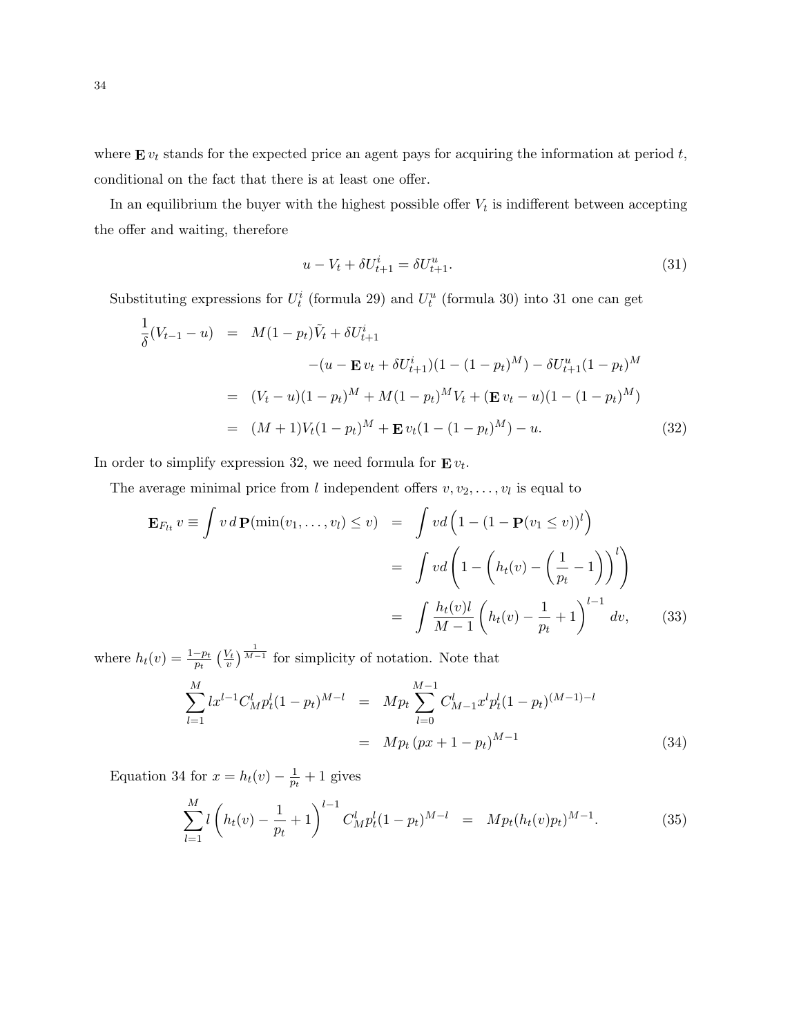where $\mathbf{E}\, v_t$ stands for the expected price an agent pays for acquiring the information at period $t$, conditional on the fact that there is at least one offer.

In an equilibrium the buyer with the highest possible offer $V_t$ is indifferent between accepting the offer and waiting, therefore

$$
u - V_t + \delta U^i_{t+1} = \delta U^u_{t+1}. \tag{31}
$$

Substituting expressions for $U^i_t$ (formula 29) and $U^u_t$ (formula 30) into 31 one can get

$$
\begin{aligned}
\frac{1}{\delta}(V_{t-1} - u) &= M(1-p_t)\tilde{V}_t + \delta U^i_{t+1} \\
&\qquad -(u - \mathbf{E}\, v_t + \delta U^i_{t+1})(1-(1-p_t)^M) - \delta U^u_{t+1}(1-p_t)^M \\
&= (V_t - u)(1-p_t)^M + M(1-p_t)^M V_t + (\mathbf{E}\, v_t - u)(1-(1-p_t)^M) \\
&= (M+1)V_t(1-p_t)^M + \mathbf{E}\, v_t(1-(1-p_t)^M) - u. \qquad (32)
\end{aligned}
$$

In order to simplify expression 32, we need formula for $\mathbf{E}\, v_t$.

The average minimal price from $l$ independent offers $v, v_2, \ldots, v_l$ is equal to

$$
\begin{aligned}
\mathbf{E}_{F_{lt}}\, v \equiv \int v\, d\,\mathbf{P}(\min(v_1, \ldots, v_l) \le v) &= \int v d\left(1 - (1 - \mathbf{P}(v_1 \le v))^l\right) \\
&= \int v d\left(1 - \left(h_t(v) - \left(\frac{1}{p_t} - 1\right)\right)^l\right) \\
&= \int \frac{h_t(v) l}{M-1}\left(h_t(v) - \frac{1}{p_t} + 1\right)^{l-1} dv, \qquad (33)
\end{aligned}
$$

where $h_t(v) = \frac{1-p_t}{p_t}\left(\frac{V_t}{v}\right)^{\frac{1}{M-1}}$ for simplicity of notation. Note that

$$
\begin{aligned}
\sum_{l=1}^{M} l x^{l-1} C^l_M p^l_t (1-p_t)^{M-l} &= M p_t \sum_{l=0}^{M-1} C^l_{M-1} x^l p^l_t (1-p_t)^{(M-1)-l} \\
&= M p_t \left(px + 1 - p_t\right)^{M-1} \qquad (34)
\end{aligned}
$$

Equation 34 for $x = h_t(v) - \frac{1}{p_t} + 1$ gives

$$
\sum_{l=1}^{M} l \left(h_t(v) - \frac{1}{p_t} + 1\right)^{l-1} C^l_M p^l_t (1-p_t)^{M-l} = M p_t (h_t(v) p_t)^{M-1}. \tag{35}
$$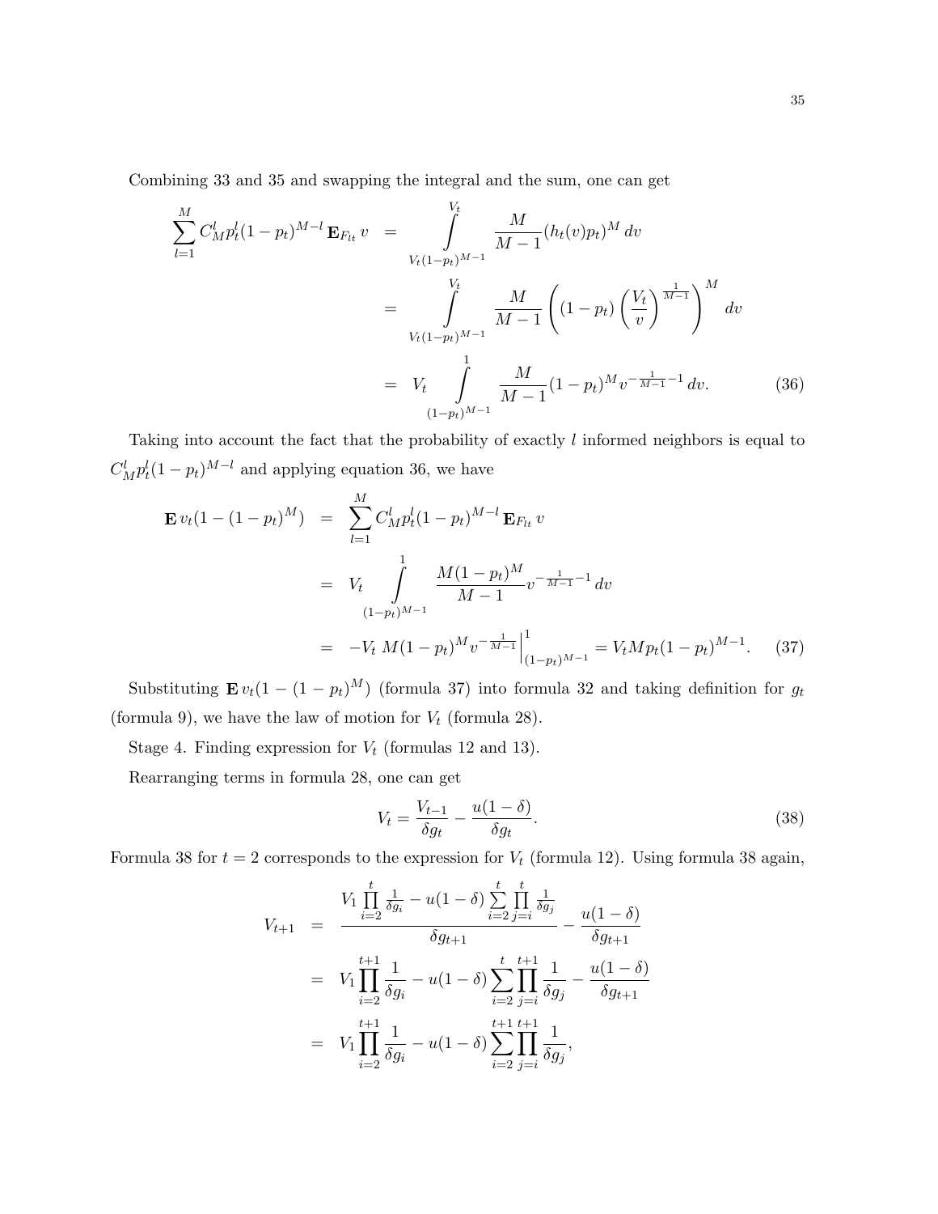Combining 33 and 35 and swapping the integral and the sum, one can get

$$
\begin{aligned}
\sum_{l=1}^{M} C_M^l p_t^l (1-p_t)^{M-l} \, \mathbf{E}_{F_{lt}} \, v &= \int\limits_{V_t(1-p_t)^{M-1}}^{V_t} \frac{M}{M-1} (h_t(v) p_t)^M \, dv \\
&= \int\limits_{V_t(1-p_t)^{M-1}}^{V_t} \frac{M}{M-1} \left( (1-p_t) \left( \frac{V_t}{v} \right)^{\frac{1}{M-1}} \right)^M \, dv \\
&= V_t \int\limits_{(1-p_t)^{M-1}}^{1} \frac{M}{M-1} (1-p_t)^M v^{-\frac{1}{M-1}-1} \, dv. \qquad (36)
\end{aligned}
$$

Taking into account the fact that the probability of exactly $l$ informed neighbors is equal to $C_M^l p_t^l (1-p_t)^{M-l}$ and applying equation 36, we have

$$
\begin{aligned}
\mathbf{E} \, v_t (1-(1-p_t)^M) &= \sum_{l=1}^{M} C_M^l p_t^l (1-p_t)^{M-l} \, \mathbf{E}_{F_{lt}} \, v \\
&= V_t \int\limits_{(1-p_t)^{M-1}}^{1} \frac{M(1-p_t)^M}{M-1} v^{-\frac{1}{M-1}-1} \, dv \\
&= -V_t \, M(1-p_t)^M v^{-\frac{1}{M-1}} \Big|_{(1-p_t)^{M-1}}^{1} = V_t M p_t (1-p_t)^{M-1}. \qquad (37)
\end{aligned}
$$

Substituting $\mathbf{E} \, v_t(1-(1-p_t)^M)$ (formula 37) into formula 32 and taking definition for $g_t$ (formula 9), we have the law of motion for $V_t$ (formula 28).

Stage 4. Finding expression for $V_t$ (formulas 12 and 13).

Rearranging terms in formula 28, one can get

$$
V_t = \frac{V_{t-1}}{\delta g_t} - \frac{u(1-\delta)}{\delta g_t}. \qquad (38)
$$

Formula 38 for $t = 2$ corresponds to the expression for $V_t$ (formula 12). Using formula 38 again,

$$
\begin{aligned}
V_{t+1} &= \frac{V_1 \prod\limits_{i=2}^{t} \frac{1}{\delta g_i} - u(1-\delta) \sum\limits_{i=2}^{t} \prod\limits_{j=i}^{t} \frac{1}{\delta g_j}}{\delta g_{t+1}} - \frac{u(1-\delta)}{\delta g_{t+1}} \\
&= V_1 \prod_{i=2}^{t+1} \frac{1}{\delta g_i} - u(1-\delta) \sum_{i=2}^{t} \prod_{j=i}^{t+1} \frac{1}{\delta g_j} - \frac{u(1-\delta)}{\delta g_{t+1}} \\
&= V_1 \prod_{i=2}^{t+1} \frac{1}{\delta g_i} - u(1-\delta) \sum_{i=2}^{t+1} \prod_{j=i}^{t+1} \frac{1}{\delta g_j},
\end{aligned}
$$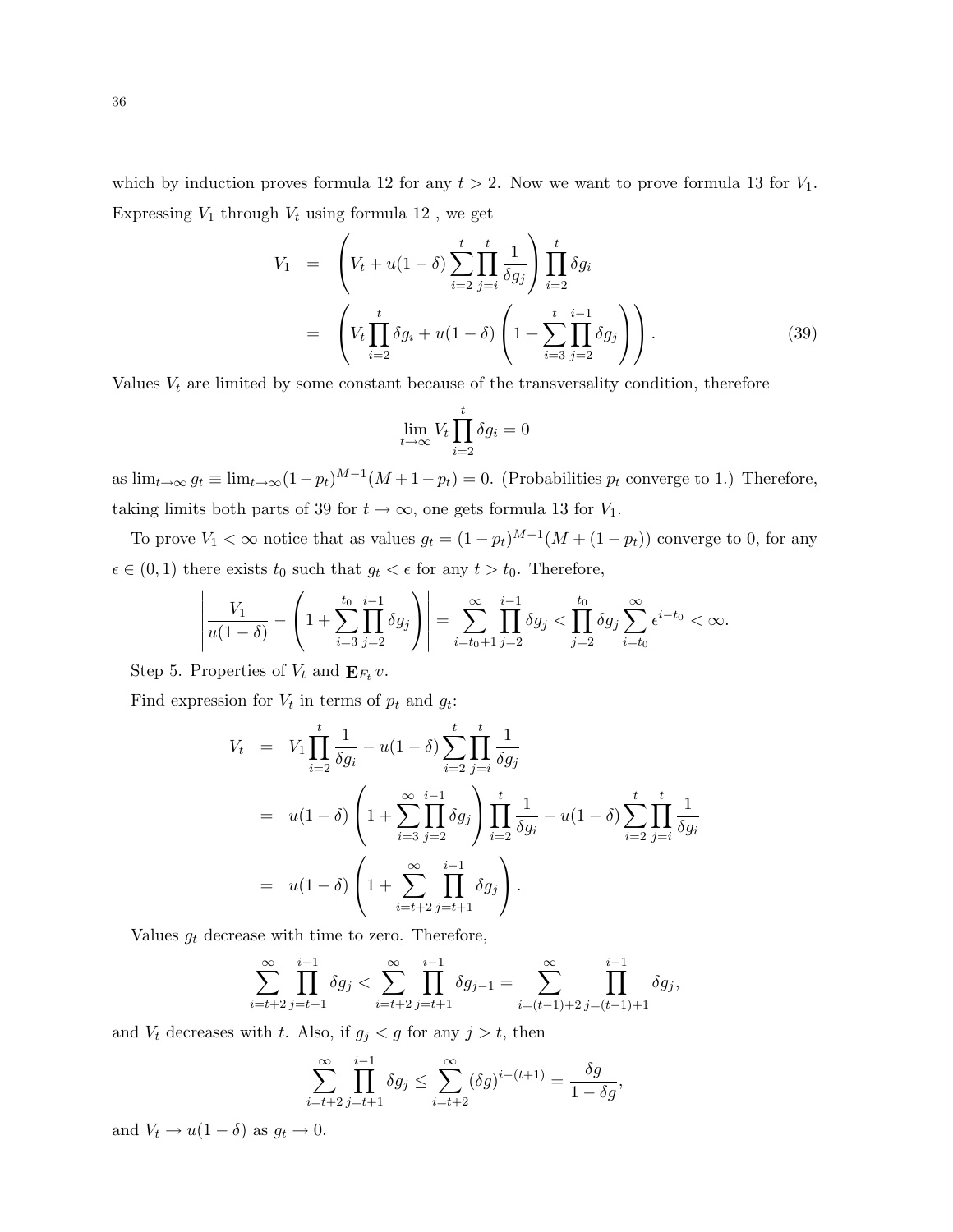which by induction proves formula 12 for any $t > 2$. Now we want to prove formula 13 for $V_1$. Expressing $V_1$ through $V_t$ using formula 12 , we get

$$
\begin{aligned}
V_1 &= \left( V_t + u(1-\delta) \sum_{i=2}^{t} \prod_{j=i}^{t} \frac{1}{\delta g_j} \right) \prod_{i=2}^{t} \delta g_i \\
&= \left( V_t \prod_{i=2}^{t} \delta g_i + u(1-\delta) \left( 1 + \sum_{i=3}^{t} \prod_{j=2}^{i-1} \delta g_j \right) \right). \qquad (39)
\end{aligned}
$$

Values $V_t$ are limited by some constant because of the transversality condition, therefore

$$
\lim_{t\to\infty} V_t \prod_{i=2}^{t} \delta g_i = 0
$$

as $\lim_{t\to\infty} g_t \equiv \lim_{t\to\infty} (1-p_t)^{M-1}(M+1-p_t) = 0$. (Probabilities $p_t$ converge to 1.) Therefore, taking limits both parts of 39 for $t \to \infty$, one gets formula 13 for $V_1$.

To prove $V_1 < \infty$ notice that as values $g_t = (1-p_t)^{M-1}(M + (1-p_t))$ converge to 0, for any $\epsilon \in (0,1)$ there exists $t_0$ such that $g_t < \epsilon$ for any $t > t_0$. Therefore,

$$
\left| \frac{V_1}{u(1-\delta)} - \left( 1 + \sum_{i=3}^{t_0} \prod_{j=2}^{i-1} \delta g_j \right) \right| = \sum_{i=t_0+1}^{\infty} \prod_{j=2}^{i-1} \delta g_j < \prod_{j=2}^{t_0} \delta g_j \sum_{i=t_0}^{\infty} \epsilon^{i-t_0} < \infty.
$$

Step 5. Properties of $V_t$ and $\mathbf{E}_{F_t} v$.

Find expression for $V_t$ in terms of $p_t$ and $g_t$:

$$
\begin{aligned}
V_t &= V_1 \prod_{i=2}^{t} \frac{1}{\delta g_i} - u(1-\delta) \sum_{i=2}^{t} \prod_{j=i}^{t} \frac{1}{\delta g_j} \\
&= u(1-\delta) \left( 1 + \sum_{i=3}^{\infty} \prod_{j=2}^{i-1} \delta g_j \right) \prod_{i=2}^{t} \frac{1}{\delta g_i} - u(1-\delta) \sum_{i=2}^{t} \prod_{j=i}^{t} \frac{1}{\delta g_i} \\
&= u(1-\delta) \left( 1 + \sum_{i=t+2}^{\infty} \prod_{j=t+1}^{i-1} \delta g_j \right).
\end{aligned}
$$

Values $g_t$ decrease with time to zero. Therefore,

$$
\sum_{i=t+2}^{\infty} \prod_{j=t+1}^{i-1} \delta g_j < \sum_{i=t+2}^{\infty} \prod_{j=t+1}^{i-1} \delta g_{j-1} = \sum_{i=(t-1)+2}^{\infty} \prod_{j=(t-1)+1}^{i-1} \delta g_j,
$$

and $V_t$ decreases with $t$. Also, if $g_j < g$ for any $j > t$, then

$$
\sum_{i=t+2}^{\infty} \prod_{j=t+1}^{i-1} \delta g_j \le \sum_{i=t+2}^{\infty} (\delta g)^{i-(t+1)} = \frac{\delta g}{1-\delta g},
$$

and $V_t \to u(1-\delta)$ as $g_t \to 0$.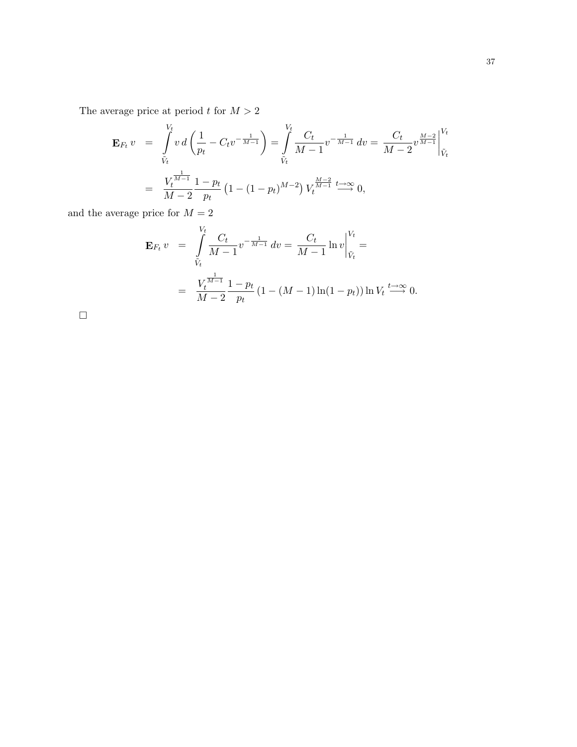The average price at period $t$ for $M > 2$

$$
\begin{aligned}
\mathbf{E}_{F_t} v &= \int\limits_{\tilde{V}_t}^{V_t} v \, d\left(\frac{1}{p_t} - C_t v^{-\frac{1}{M-1}}\right) = \int\limits_{\tilde{V}_t}^{V_t} \frac{C_t}{M-1} v^{-\frac{1}{M-1}} \, dv = \left. \frac{C_t}{M-2} v^{\frac{M-2}{M-1}} \right|_{\tilde{V}_t}^{V_t} \\
&= \frac{V_t^{\frac{1}{M-1}}}{M-2} \frac{1-p_t}{p_t} \left(1 - (1-p_t)^{M-2}\right) V_t^{\frac{M-2}{M-1}} \overset{t \to \infty}{\longrightarrow} 0,
\end{aligned}
$$

and the average price for $M = 2$

$$
\begin{aligned}
\mathbf{E}_{F_t} v &= \int\limits_{\tilde{V}_t}^{V_t} \frac{C_t}{M-1} v^{-\frac{1}{M-1}} \, dv = \left. \frac{C_t}{M-1} \ln v \right|_{\tilde{V}_t}^{V_t} = \\
&= \frac{V_t^{\frac{1}{M-1}}}{M-2} \frac{1-p_t}{p_t} \left(1 - (M-1) \ln(1-p_t)\right) \ln V_t \overset{t \to \infty}{\longrightarrow} 0.
\end{aligned}
$$

□